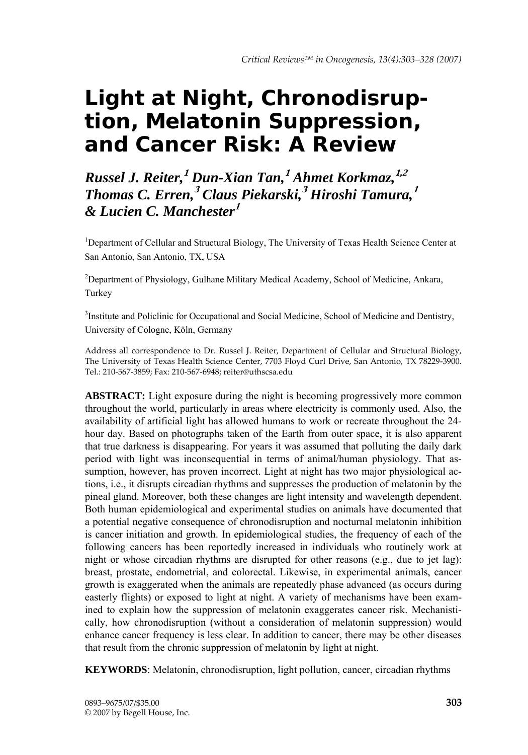# Light at Night, Chronodisruption, Melatonin Suppression, and Cancer Risk: A Review

***Russel J. Reiter,[1] Dun-Xian Tan,[1] Ahmet Korkmaz,[1,2] Thomas C. Erren,[3] Claus Piekarski,[3] Hiroshi Tamura,[1] & Lucien C. Manchester[1]***

[1]Department of Cellular and Structural Biology, The University of Texas Health Science Center at San Antonio, San Antonio, TX, USA

[2]Department of Physiology, Gulhane Military Medical Academy, School of Medicine, Ankara, Turkey

[3]Institute and Policlinic for Occupational and Social Medicine, School of Medicine and Dentistry, University of Cologne, Köln, Germany

Address all correspondence to Dr. Russel J. Reiter, Department of Cellular and Structural Biology, The University of Texas Health Science Center, 7703 Floyd Curl Drive, San Antonio, TX 78229-3900. Tel.: 210-567-3859; Fax: 210-567-6948; reiter@uthscsa.edu

**ABSTRACT:** Light exposure during the night is becoming progressively more common throughout the world, particularly in areas where electricity is commonly used. Also, the availability of artificial light has allowed humans to work or recreate throughout the 24-hour day. Based on photographs taken of the Earth from outer space, it is also apparent that true darkness is disappearing. For years it was assumed that polluting the daily dark period with light was inconsequential in terms of animal/human physiology. That assumption, however, has proven incorrect. Light at night has two major physiological actions, i.e., it disrupts circadian rhythms and suppresses the production of melatonin by the pineal gland. Moreover, both these changes are light intensity and wavelength dependent. Both human epidemiological and experimental studies on animals have documented that a potential negative consequence of chronodisruption and nocturnal melatonin inhibition is cancer initiation and growth. In epidemiological studies, the frequency of each of the following cancers has been reportedly increased in individuals who routinely work at night or whose circadian rhythms are disrupted for other reasons (e.g., due to jet lag): breast, prostate, endometrial, and colorectal. Likewise, in experimental animals, cancer growth is exaggerated when the animals are repeatedly phase advanced (as occurs during easterly flights) or exposed to light at night. A variety of mechanisms have been examined to explain how the suppression of melatonin exaggerates cancer risk. Mechanistically, how chronodisruption (without a consideration of melatonin suppression) would enhance cancer frequency is less clear. In addition to cancer, there may be other diseases that result from the chronic suppression of melatonin by light at night.

**KEYWORDS**: Melatonin, chronodisruption, light pollution, cancer, circadian rhythms

0893–9675/07/$35.00
© 2007 by Begell House, Inc.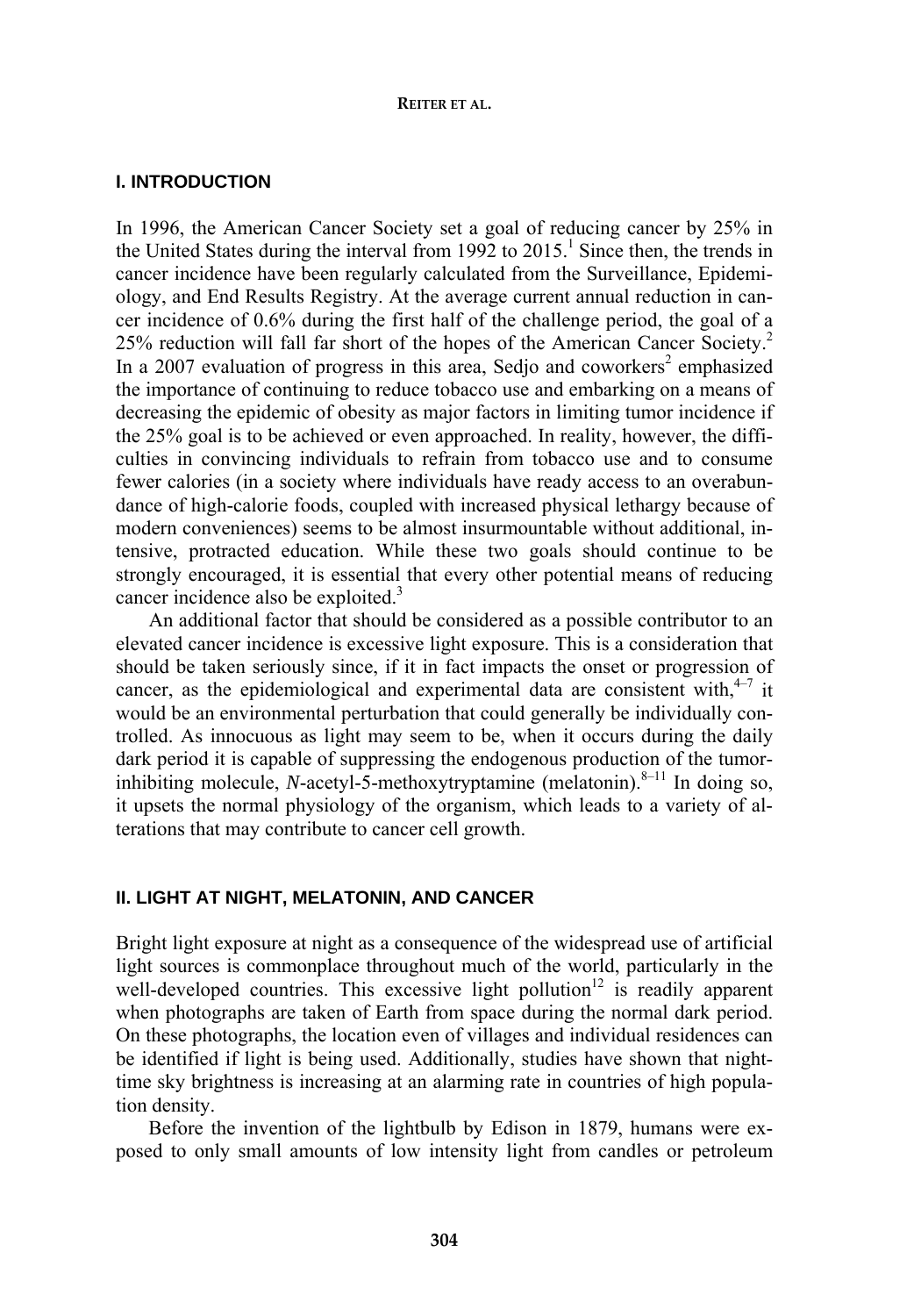## I. INTRODUCTION

In 1996, the American Cancer Society set a goal of reducing cancer by 25% in the United States during the interval from 1992 to 2015.[1] Since then, the trends in cancer incidence have been regularly calculated from the Surveillance, Epidemiology, and End Results Registry. At the average current annual reduction in cancer incidence of 0.6% during the first half of the challenge period, the goal of a 25% reduction will fall far short of the hopes of the American Cancer Society.[2] In a 2007 evaluation of progress in this area, Sedjo and coworkers[2] emphasized the importance of continuing to reduce tobacco use and embarking on a means of decreasing the epidemic of obesity as major factors in limiting tumor incidence if the 25% goal is to be achieved or even approached. In reality, however, the difficulties in convincing individuals to refrain from tobacco use and to consume fewer calories (in a society where individuals have ready access to an overabundance of high-calorie foods, coupled with increased physical lethargy because of modern conveniences) seems to be almost insurmountable without additional, intensive, protracted education. While these two goals should continue to be strongly encouraged, it is essential that every other potential means of reducing cancer incidence also be exploited.[3]

An additional factor that should be considered as a possible contributor to an elevated cancer incidence is excessive light exposure. This is a consideration that should be taken seriously since, if it in fact impacts the onset or progression of cancer, as the epidemiological and experimental data are consistent with,[4–7] it would be an environmental perturbation that could generally be individually controlled. As innocuous as light may seem to be, when it occurs during the daily dark period it is capable of suppressing the endogenous production of the tumor-inhibiting molecule, *N*-acetyl-5-methoxytryptamine (melatonin).[8–11] In doing so, it upsets the normal physiology of the organism, which leads to a variety of alterations that may contribute to cancer cell growth.

## II. LIGHT AT NIGHT, MELATONIN, AND CANCER

Bright light exposure at night as a consequence of the widespread use of artificial light sources is commonplace throughout much of the world, particularly in the well-developed countries. This excessive light pollution[12] is readily apparent when photographs are taken of Earth from space during the normal dark period. On these photographs, the location even of villages and individual residences can be identified if light is being used. Additionally, studies have shown that nighttime sky brightness is increasing at an alarming rate in countries of high population density.

Before the invention of the lightbulb by Edison in 1879, humans were exposed to only small amounts of low intensity light from candles or petroleum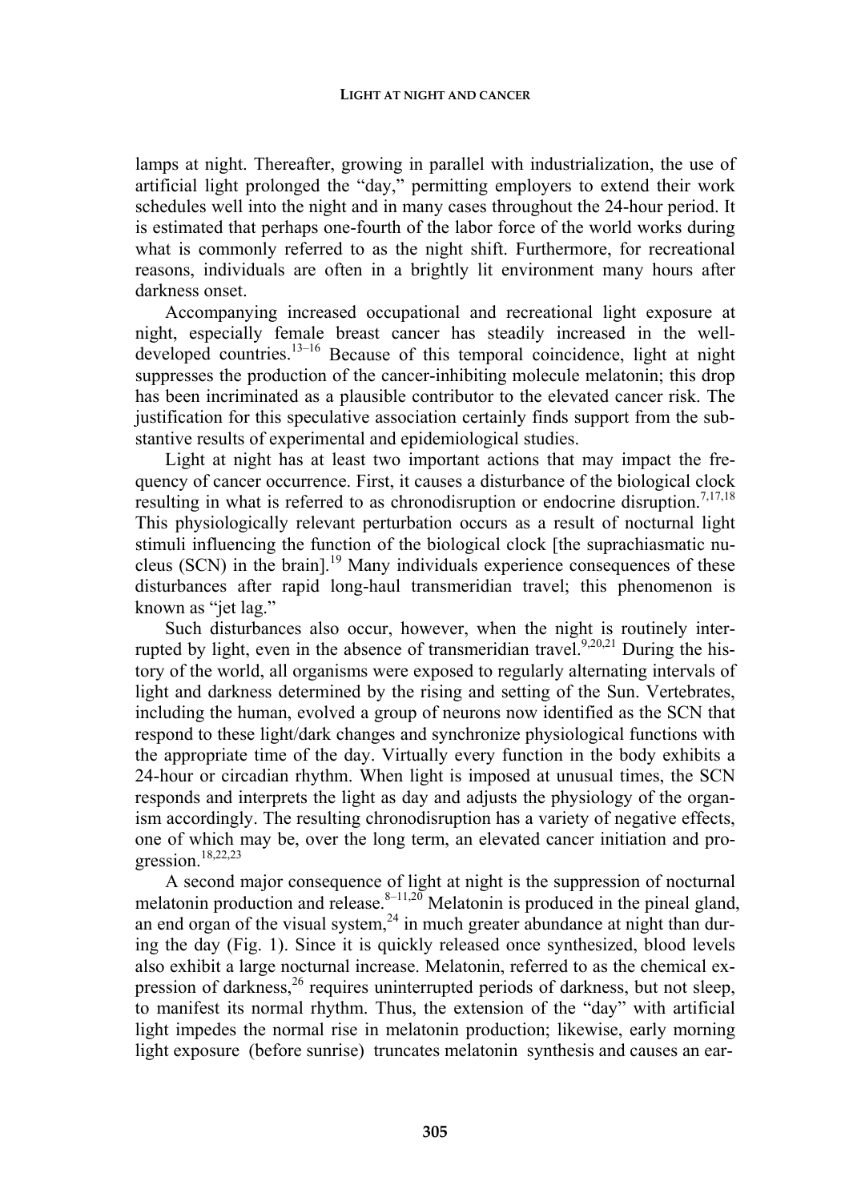lamps at night. Thereafter, growing in parallel with industrialization, the use of artificial light prolonged the "day," permitting employers to extend their work schedules well into the night and in many cases throughout the 24-hour period. It is estimated that perhaps one-fourth of the labor force of the world works during what is commonly referred to as the night shift. Furthermore, for recreational reasons, individuals are often in a brightly lit environment many hours after darkness onset.

Accompanying increased occupational and recreational light exposure at night, especially female breast cancer has steadily increased in the well-developed countries.[13–16] Because of this temporal coincidence, light at night suppresses the production of the cancer-inhibiting molecule melatonin; this drop has been incriminated as a plausible contributor to the elevated cancer risk. The justification for this speculative association certainly finds support from the substantive results of experimental and epidemiological studies.

Light at night has at least two important actions that may impact the frequency of cancer occurrence. First, it causes a disturbance of the biological clock resulting in what is referred to as chronodisruption or endocrine disruption.[7,17,18] This physiologically relevant perturbation occurs as a result of nocturnal light stimuli influencing the function of the biological clock [the suprachiasmatic nucleus (SCN) in the brain].[19] Many individuals experience consequences of these disturbances after rapid long-haul transmeridian travel; this phenomenon is known as "jet lag."

Such disturbances also occur, however, when the night is routinely interrupted by light, even in the absence of transmeridian travel.[9,20,21] During the history of the world, all organisms were exposed to regularly alternating intervals of light and darkness determined by the rising and setting of the Sun. Vertebrates, including the human, evolved a group of neurons now identified as the SCN that respond to these light/dark changes and synchronize physiological functions with the appropriate time of the day. Virtually every function in the body exhibits a 24-hour or circadian rhythm. When light is imposed at unusual times, the SCN responds and interprets the light as day and adjusts the physiology of the organism accordingly. The resulting chronodisruption has a variety of negative effects, one of which may be, over the long term, an elevated cancer initiation and progression.[18,22,23]

A second major consequence of light at night is the suppression of nocturnal melatonin production and release.[8–11,20] Melatonin is produced in the pineal gland, an end organ of the visual system,[24] in much greater abundance at night than during the day (Fig. 1). Since it is quickly released once synthesized, blood levels also exhibit a large nocturnal increase. Melatonin, referred to as the chemical expression of darkness,[26] requires uninterrupted periods of darkness, but not sleep, to manifest its normal rhythm. Thus, the extension of the "day" with artificial light impedes the normal rise in melatonin production; likewise, early morning light exposure (before sunrise) truncates melatonin synthesis and causes an ear-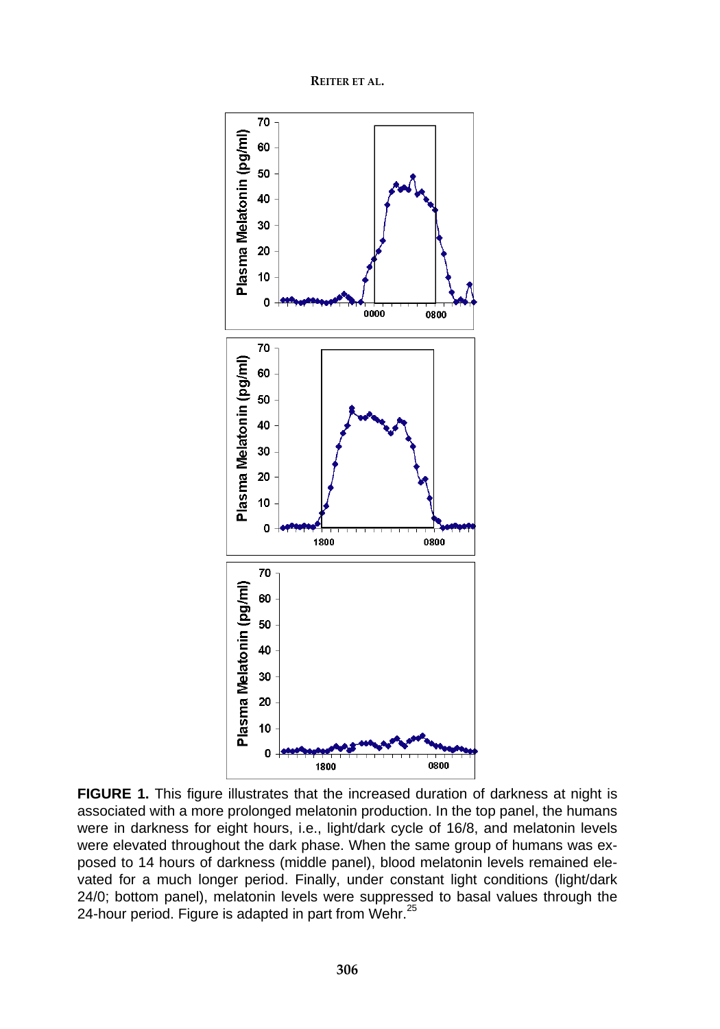**FIGURE 1.** This figure illustrates that the increased duration of darkness at night is associated with a more prolonged melatonin production. In the top panel, the humans were in darkness for eight hours, i.e., light/dark cycle of 16/8, and melatonin levels were elevated throughout the dark phase. When the same group of humans was exposed to 14 hours of darkness (middle panel), blood melatonin levels remained elevated for a much longer period. Finally, under constant light conditions (light/dark 24/0; bottom panel), melatonin levels were suppressed to basal values through the 24-hour period. Figure is adapted in part from Wehr.[25]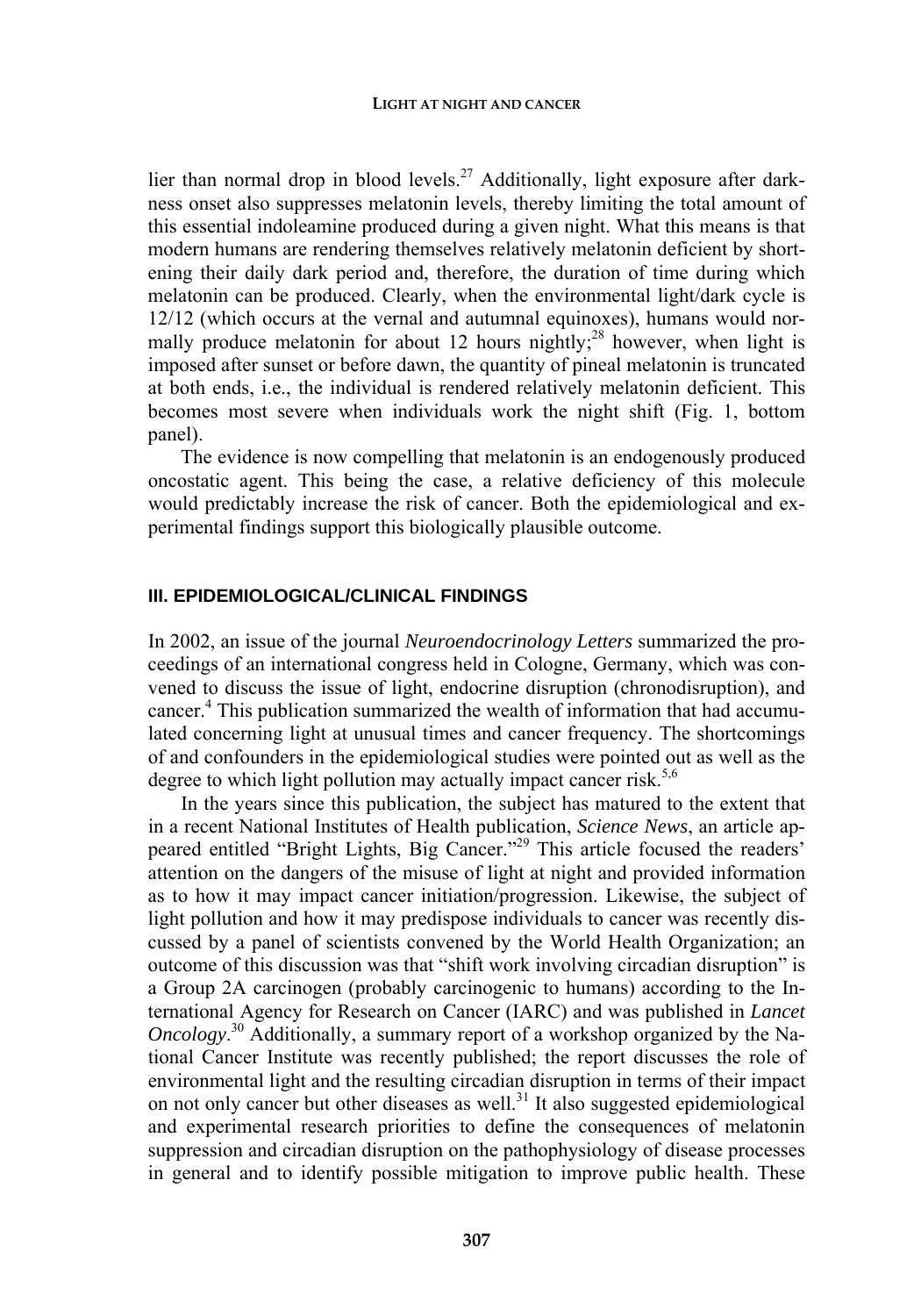lier than normal drop in blood levels.[27] Additionally, light exposure after darkness onset also suppresses melatonin levels, thereby limiting the total amount of this essential indoleamine produced during a given night. What this means is that modern humans are rendering themselves relatively melatonin deficient by shortening their daily dark period and, therefore, the duration of time during which melatonin can be produced. Clearly, when the environmental light/dark cycle is 12/12 (which occurs at the vernal and autumnal equinoxes), humans would normally produce melatonin for about 12 hours nightly;[28] however, when light is imposed after sunset or before dawn, the quantity of pineal melatonin is truncated at both ends, i.e., the individual is rendered relatively melatonin deficient. This becomes most severe when individuals work the night shift (Fig. 1, bottom panel).

The evidence is now compelling that melatonin is an endogenously produced oncostatic agent. This being the case, a relative deficiency of this molecule would predictably increase the risk of cancer. Both the epidemiological and experimental findings support this biologically plausible outcome.

## III. EPIDEMIOLOGICAL/CLINICAL FINDINGS

In 2002, an issue of the journal *Neuroendocrinology Letters* summarized the proceedings of an international congress held in Cologne, Germany, which was convened to discuss the issue of light, endocrine disruption (chronodisruption), and cancer.[4] This publication summarized the wealth of information that had accumulated concerning light at unusual times and cancer frequency. The shortcomings of and confounders in the epidemiological studies were pointed out as well as the degree to which light pollution may actually impact cancer risk.[5,6]

In the years since this publication, the subject has matured to the extent that in a recent National Institutes of Health publication, *Science News*, an article appeared entitled "Bright Lights, Big Cancer."[29] This article focused the readers' attention on the dangers of the misuse of light at night and provided information as to how it may impact cancer initiation/progression. Likewise, the subject of light pollution and how it may predispose individuals to cancer was recently discussed by a panel of scientists convened by the World Health Organization; an outcome of this discussion was that "shift work involving circadian disruption" is a Group 2A carcinogen (probably carcinogenic to humans) according to the International Agency for Research on Cancer (IARC) and was published in *Lancet Oncology*.[30] Additionally, a summary report of a workshop organized by the National Cancer Institute was recently published; the report discusses the role of environmental light and the resulting circadian disruption in terms of their impact on not only cancer but other diseases as well.[31] It also suggested epidemiological and experimental research priorities to define the consequences of melatonin suppression and circadian disruption on the pathophysiology of disease processes in general and to identify possible mitigation to improve public health. These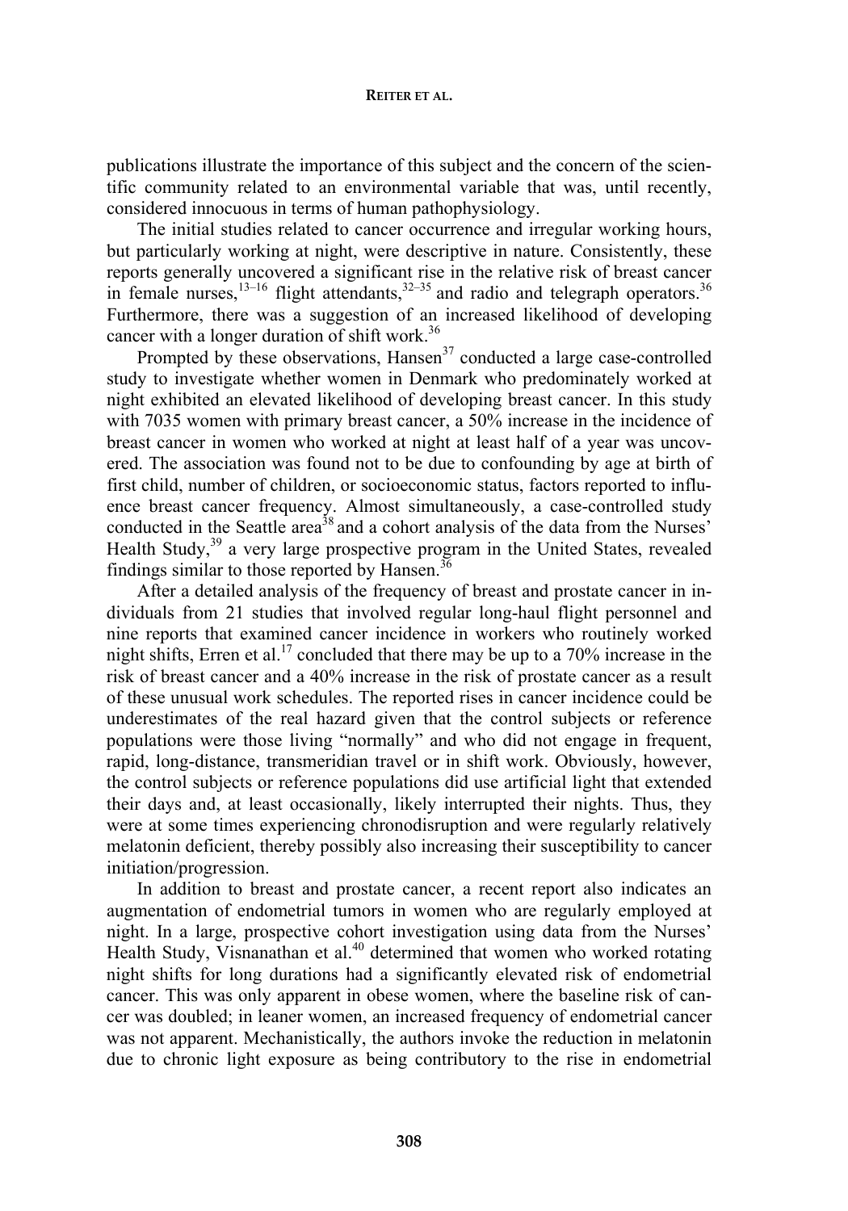publications illustrate the importance of this subject and the concern of the scientific community related to an environmental variable that was, until recently, considered innocuous in terms of human pathophysiology.

The initial studies related to cancer occurrence and irregular working hours, but particularly working at night, were descriptive in nature. Consistently, these reports generally uncovered a significant rise in the relative risk of breast cancer in female nurses,[13–16] flight attendants,[32–35] and radio and telegraph operators.[36] Furthermore, there was a suggestion of an increased likelihood of developing cancer with a longer duration of shift work.[36]

Prompted by these observations, Hansen[37] conducted a large case-controlled study to investigate whether women in Denmark who predominately worked at night exhibited an elevated likelihood of developing breast cancer. In this study with 7035 women with primary breast cancer, a 50% increase in the incidence of breast cancer in women who worked at night at least half of a year was uncovered. The association was found not to be due to confounding by age at birth of first child, number of children, or socioeconomic status, factors reported to influence breast cancer frequency. Almost simultaneously, a case-controlled study conducted in the Seattle area[38] and a cohort analysis of the data from the Nurses' Health Study,[39] a very large prospective program in the United States, revealed findings similar to those reported by Hansen.[36]

After a detailed analysis of the frequency of breast and prostate cancer in individuals from 21 studies that involved regular long-haul flight personnel and nine reports that examined cancer incidence in workers who routinely worked night shifts, Erren et al.[17] concluded that there may be up to a 70% increase in the risk of breast cancer and a 40% increase in the risk of prostate cancer as a result of these unusual work schedules. The reported rises in cancer incidence could be underestimates of the real hazard given that the control subjects or reference populations were those living "normally" and who did not engage in frequent, rapid, long-distance, transmeridian travel or in shift work. Obviously, however, the control subjects or reference populations did use artificial light that extended their days and, at least occasionally, likely interrupted their nights. Thus, they were at some times experiencing chronodisruption and were regularly relatively melatonin deficient, thereby possibly also increasing their susceptibility to cancer initiation/progression.

In addition to breast and prostate cancer, a recent report also indicates an augmentation of endometrial tumors in women who are regularly employed at night. In a large, prospective cohort investigation using data from the Nurses' Health Study, Visnanathan et al.[40] determined that women who worked rotating night shifts for long durations had a significantly elevated risk of endometrial cancer. This was only apparent in obese women, where the baseline risk of cancer was doubled; in leaner women, an increased frequency of endometrial cancer was not apparent. Mechanistically, the authors invoke the reduction in melatonin due to chronic light exposure as being contributory to the rise in endometrial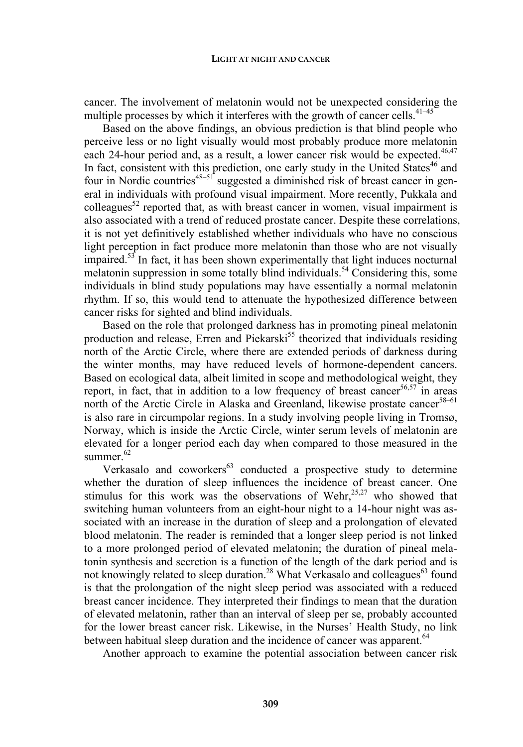cancer. The involvement of melatonin would not be unexpected considering the multiple processes by which it interferes with the growth of cancer cells.[41–45]

Based on the above findings, an obvious prediction is that blind people who perceive less or no light visually would most probably produce more melatonin each 24-hour period and, as a result, a lower cancer risk would be expected.[46,47] In fact, consistent with this prediction, one early study in the United States[46] and four in Nordic countries[48–51] suggested a diminished risk of breast cancer in general in individuals with profound visual impairment. More recently, Pukkala and colleagues[52] reported that, as with breast cancer in women, visual impairment is also associated with a trend of reduced prostate cancer. Despite these correlations, it is not yet definitively established whether individuals who have no conscious light perception in fact produce more melatonin than those who are not visually impaired.[53] In fact, it has been shown experimentally that light induces nocturnal melatonin suppression in some totally blind individuals.[54] Considering this, some individuals in blind study populations may have essentially a normal melatonin rhythm. If so, this would tend to attenuate the hypothesized difference between cancer risks for sighted and blind individuals.

Based on the role that prolonged darkness has in promoting pineal melatonin production and release, Erren and Piekarski[55] theorized that individuals residing north of the Arctic Circle, where there are extended periods of darkness during the winter months, may have reduced levels of hormone-dependent cancers. Based on ecological data, albeit limited in scope and methodological weight, they report, in fact, that in addition to a low frequency of breast cancer[56,57] in areas north of the Arctic Circle in Alaska and Greenland, likewise prostate cancer[58–61] is also rare in circumpolar regions. In a study involving people living in Tromsø, Norway, which is inside the Arctic Circle, winter serum levels of melatonin are elevated for a longer period each day when compared to those measured in the summer.[62]

Verkasalo and coworkers[63] conducted a prospective study to determine whether the duration of sleep influences the incidence of breast cancer. One stimulus for this work was the observations of Wehr,[25,27] who showed that switching human volunteers from an eight-hour night to a 14-hour night was associated with an increase in the duration of sleep and a prolongation of elevated blood melatonin. The reader is reminded that a longer sleep period is not linked to a more prolonged period of elevated melatonin; the duration of pineal melatonin synthesis and secretion is a function of the length of the dark period and is not knowingly related to sleep duration.[28] What Verkasalo and colleagues[63] found is that the prolongation of the night sleep period was associated with a reduced breast cancer incidence. They interpreted their findings to mean that the duration of elevated melatonin, rather than an interval of sleep per se, probably accounted for the lower breast cancer risk. Likewise, in the Nurses' Health Study, no link between habitual sleep duration and the incidence of cancer was apparent.[64]

Another approach to examine the potential association between cancer risk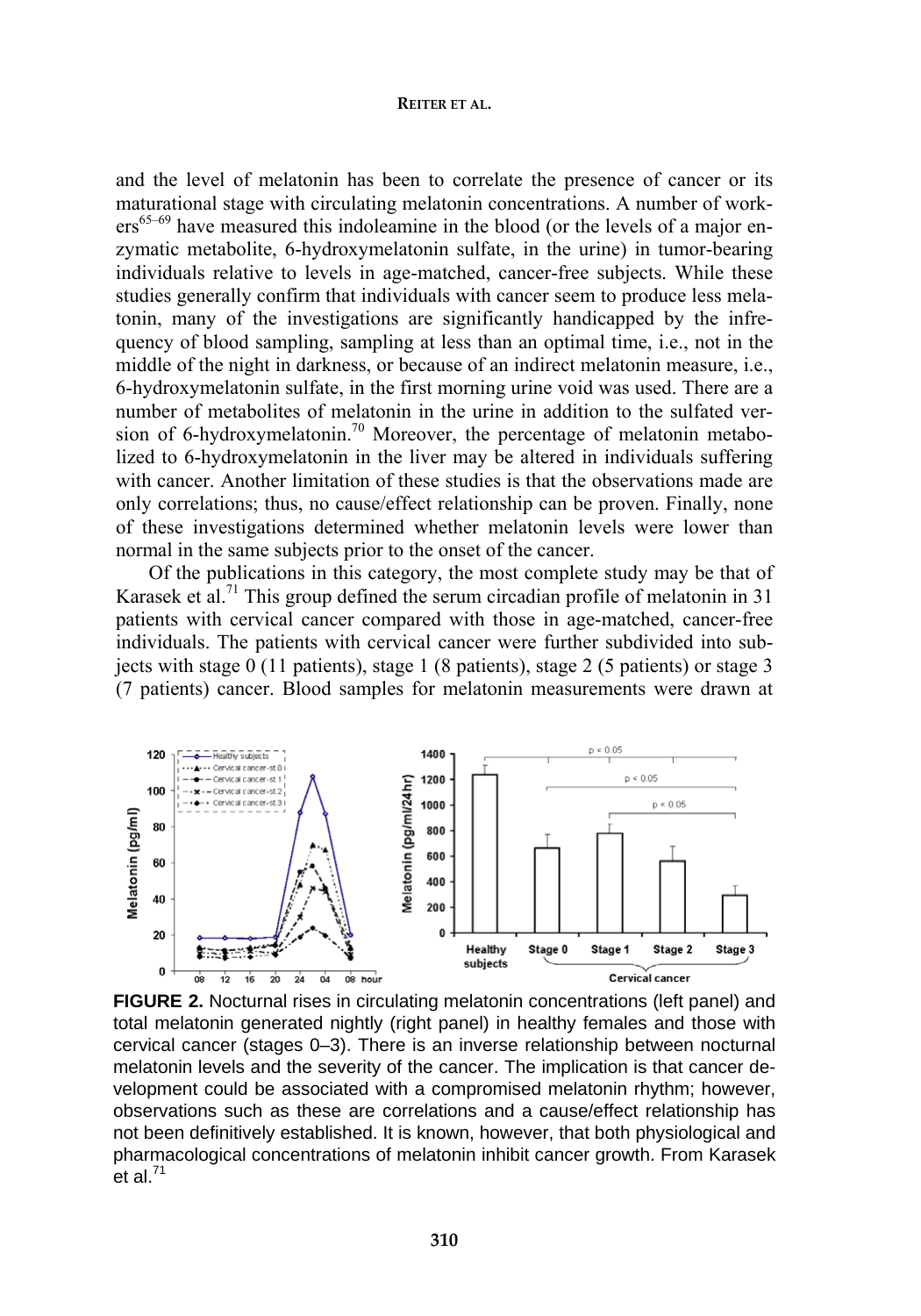and the level of melatonin has been to correlate the presence of cancer or its maturational stage with circulating melatonin concentrations. A number of workers[65–69] have measured this indoleamine in the blood (or the levels of a major enzymatic metabolite, 6-hydroxymelatonin sulfate, in the urine) in tumor-bearing individuals relative to levels in age-matched, cancer-free subjects. While these studies generally confirm that individuals with cancer seem to produce less melatonin, many of the investigations are significantly handicapped by the infrequency of blood sampling, sampling at less than an optimal time, i.e., not in the middle of the night in darkness, or because of an indirect melatonin measure, i.e., 6-hydroxymelatonin sulfate, in the first morning urine void was used. There are a number of metabolites of melatonin in the urine in addition to the sulfated version of 6-hydroxymelatonin.[70] Moreover, the percentage of melatonin metabolized to 6-hydroxymelatonin in the liver may be altered in individuals suffering with cancer. Another limitation of these studies is that the observations made are only correlations; thus, no cause/effect relationship can be proven. Finally, none of these investigations determined whether melatonin levels were lower than normal in the same subjects prior to the onset of the cancer.

Of the publications in this category, the most complete study may be that of Karasek et al.[71] This group defined the serum circadian profile of melatonin in 31 patients with cervical cancer compared with those in age-matched, cancer-free individuals. The patients with cervical cancer were further subdivided into subjects with stage 0 (11 patients), stage 1 (8 patients), stage 2 (5 patients) or stage 3 (7 patients) cancer. Blood samples for melatonin measurements were drawn at

**FIGURE 2.** Nocturnal rises in circulating melatonin concentrations (left panel) and total melatonin generated nightly (right panel) in healthy females and those with cervical cancer (stages 0–3). There is an inverse relationship between nocturnal melatonin levels and the severity of the cancer. The implication is that cancer development could be associated with a compromised melatonin rhythm; however, observations such as these are correlations and a cause/effect relationship has not been definitively established. It is known, however, that both physiological and pharmacological concentrations of melatonin inhibit cancer growth. From Karasek et al.[71]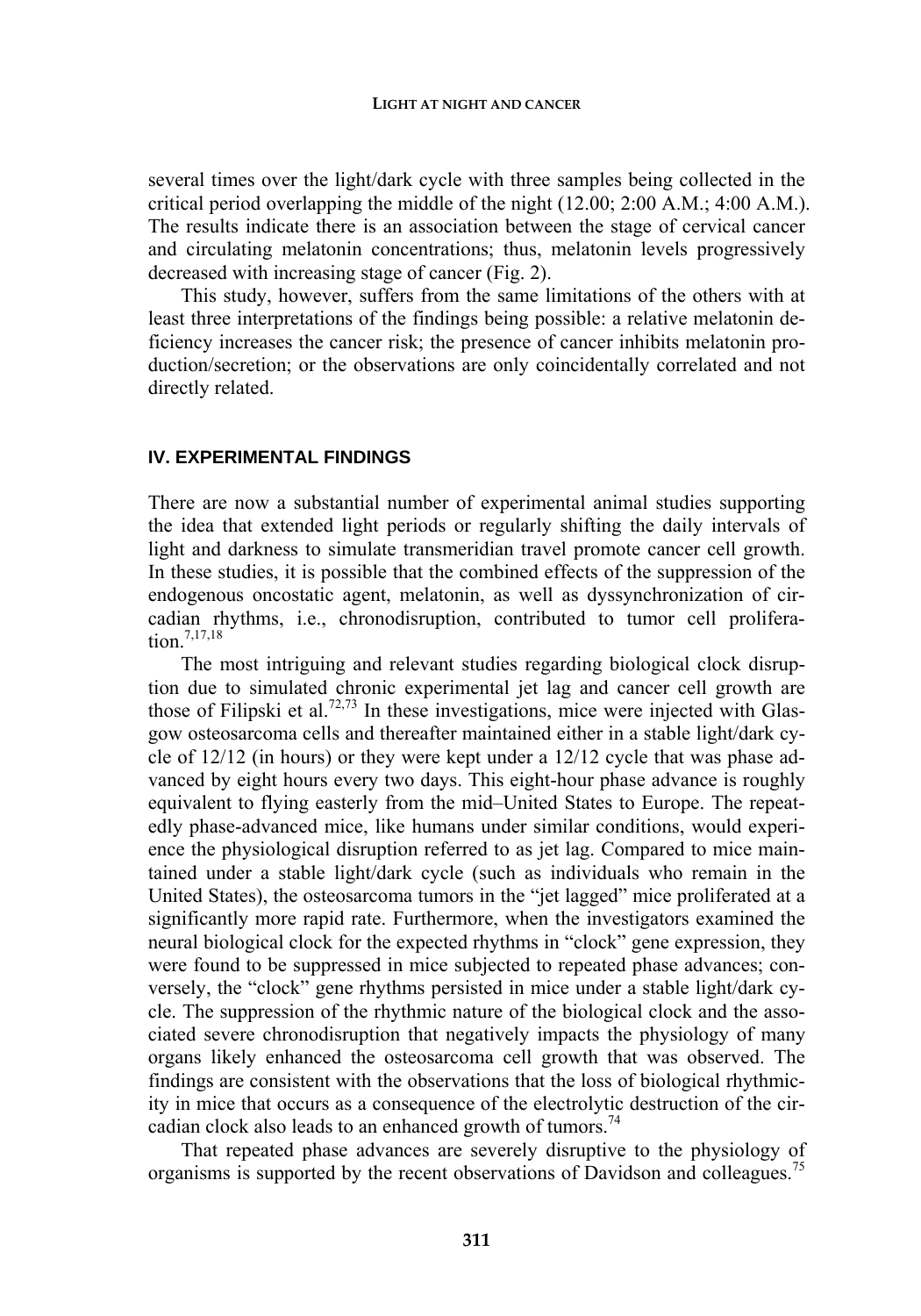several times over the light/dark cycle with three samples being collected in the critical period overlapping the middle of the night (12.00; 2:00 A.M.; 4:00 A.M.). The results indicate there is an association between the stage of cervical cancer and circulating melatonin concentrations; thus, melatonin levels progressively decreased with increasing stage of cancer (Fig. 2).

This study, however, suffers from the same limitations of the others with at least three interpretations of the findings being possible: a relative melatonin deficiency increases the cancer risk; the presence of cancer inhibits melatonin production/secretion; or the observations are only coincidentally correlated and not directly related.

## IV. EXPERIMENTAL FINDINGS

There are now a substantial number of experimental animal studies supporting the idea that extended light periods or regularly shifting the daily intervals of light and darkness to simulate transmeridian travel promote cancer cell growth. In these studies, it is possible that the combined effects of the suppression of the endogenous oncostatic agent, melatonin, as well as dyssynchronization of circadian rhythms, i.e., chronodisruption, contributed to tumor cell proliferation.[7,17,18]

The most intriguing and relevant studies regarding biological clock disruption due to simulated chronic experimental jet lag and cancer cell growth are those of Filipski et al.[72,73] In these investigations, mice were injected with Glasgow osteosarcoma cells and thereafter maintained either in a stable light/dark cycle of 12/12 (in hours) or they were kept under a 12/12 cycle that was phase advanced by eight hours every two days. This eight-hour phase advance is roughly equivalent to flying easterly from the mid–United States to Europe. The repeatedly phase-advanced mice, like humans under similar conditions, would experience the physiological disruption referred to as jet lag. Compared to mice maintained under a stable light/dark cycle (such as individuals who remain in the United States), the osteosarcoma tumors in the "jet lagged" mice proliferated at a significantly more rapid rate. Furthermore, when the investigators examined the neural biological clock for the expected rhythms in "clock" gene expression, they were found to be suppressed in mice subjected to repeated phase advances; conversely, the "clock" gene rhythms persisted in mice under a stable light/dark cycle. The suppression of the rhythmic nature of the biological clock and the associated severe chronodisruption that negatively impacts the physiology of many organs likely enhanced the osteosarcoma cell growth that was observed. The findings are consistent with the observations that the loss of biological rhythmicity in mice that occurs as a consequence of the electrolytic destruction of the circadian clock also leads to an enhanced growth of tumors.[74]

That repeated phase advances are severely disruptive to the physiology of organisms is supported by the recent observations of Davidson and colleagues.[75]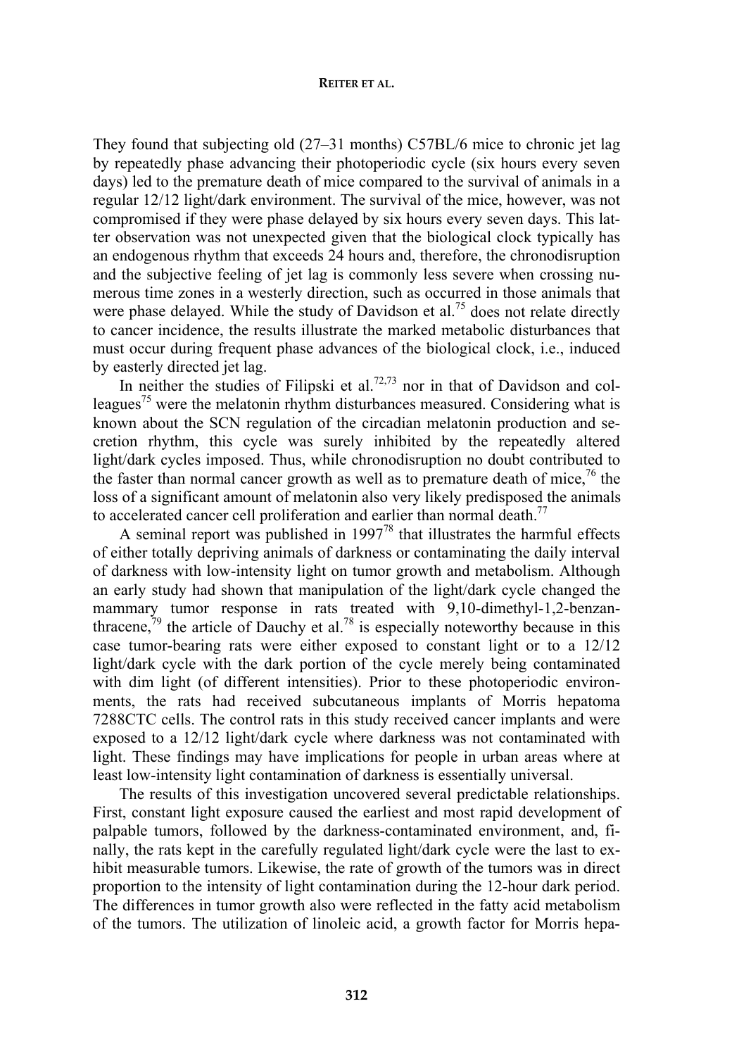They found that subjecting old (27–31 months) C57BL/6 mice to chronic jet lag by repeatedly phase advancing their photoperiodic cycle (six hours every seven days) led to the premature death of mice compared to the survival of animals in a regular 12/12 light/dark environment. The survival of the mice, however, was not compromised if they were phase delayed by six hours every seven days. This latter observation was not unexpected given that the biological clock typically has an endogenous rhythm that exceeds 24 hours and, therefore, the chronodisruption and the subjective feeling of jet lag is commonly less severe when crossing numerous time zones in a westerly direction, such as occurred in those animals that were phase delayed. While the study of Davidson et al.[75] does not relate directly to cancer incidence, the results illustrate the marked metabolic disturbances that must occur during frequent phase advances of the biological clock, i.e., induced by easterly directed jet lag.

In neither the studies of Filipski et al.[72,73] nor in that of Davidson and colleagues[75] were the melatonin rhythm disturbances measured. Considering what is known about the SCN regulation of the circadian melatonin production and secretion rhythm, this cycle was surely inhibited by the repeatedly altered light/dark cycles imposed. Thus, while chronodisruption no doubt contributed to the faster than normal cancer growth as well as to premature death of mice,[76] the loss of a significant amount of melatonin also very likely predisposed the animals to accelerated cancer cell proliferation and earlier than normal death.[77]

A seminal report was published in 1997[78] that illustrates the harmful effects of either totally depriving animals of darkness or contaminating the daily interval of darkness with low-intensity light on tumor growth and metabolism. Although an early study had shown that manipulation of the light/dark cycle changed the mammary tumor response in rats treated with 9,10-dimethyl-1,2-benzanthracene,[79] the article of Dauchy et al.[78] is especially noteworthy because in this case tumor-bearing rats were either exposed to constant light or to a 12/12 light/dark cycle with the dark portion of the cycle merely being contaminated with dim light (of different intensities). Prior to these photoperiodic environments, the rats had received subcutaneous implants of Morris hepatoma 7288CTC cells. The control rats in this study received cancer implants and were exposed to a 12/12 light/dark cycle where darkness was not contaminated with light. These findings may have implications for people in urban areas where at least low-intensity light contamination of darkness is essentially universal.

The results of this investigation uncovered several predictable relationships. First, constant light exposure caused the earliest and most rapid development of palpable tumors, followed by the darkness-contaminated environment, and, finally, the rats kept in the carefully regulated light/dark cycle were the last to exhibit measurable tumors. Likewise, the rate of growth of the tumors was in direct proportion to the intensity of light contamination during the 12-hour dark period. The differences in tumor growth also were reflected in the fatty acid metabolism of the tumors. The utilization of linoleic acid, a growth factor for Morris hepa-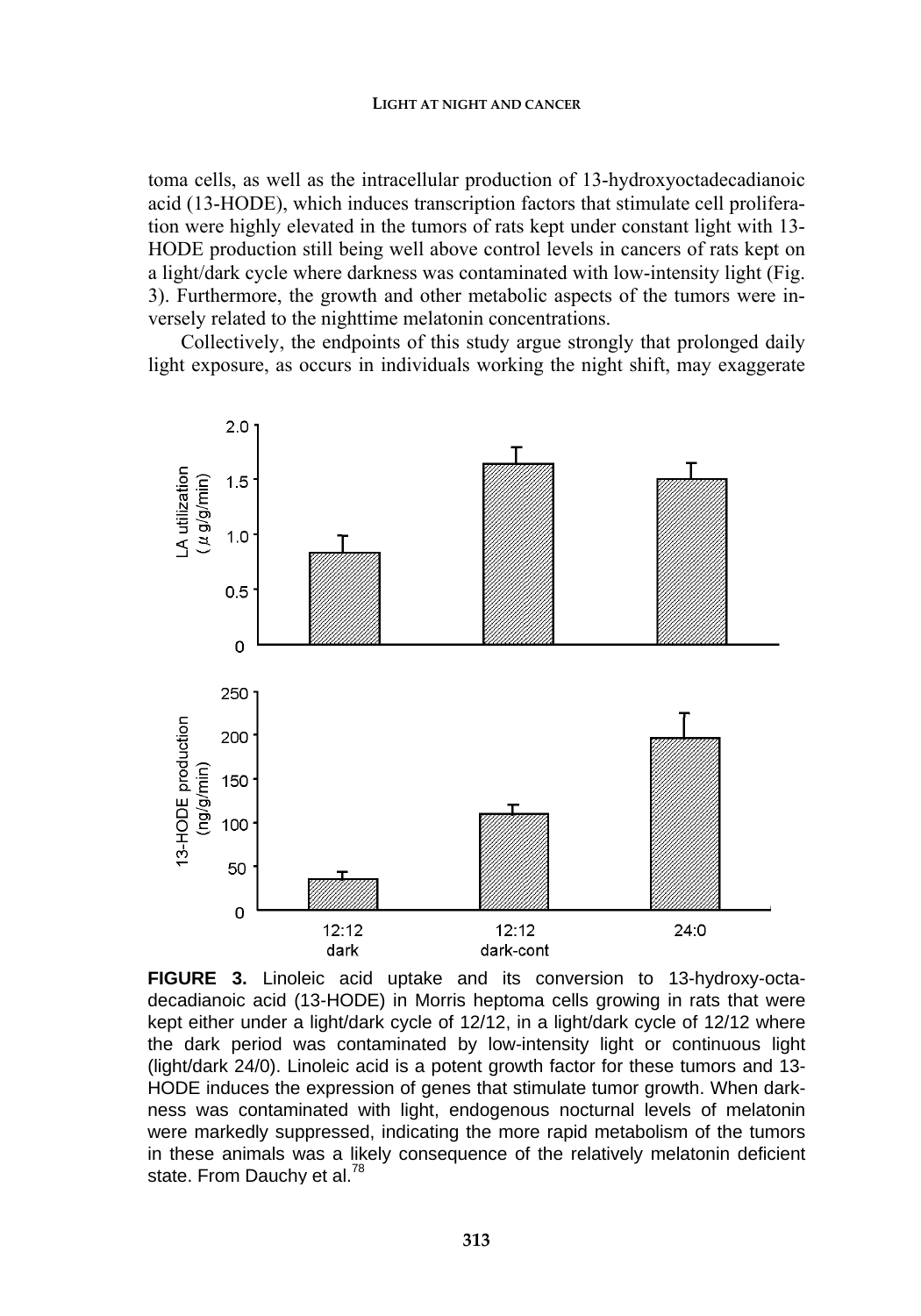toma cells, as well as the intracellular production of 13-hydroxyoctadecadianoic acid (13-HODE), which induces transcription factors that stimulate cell proliferation were highly elevated in the tumors of rats kept under constant light with 13-HODE production still being well above control levels in cancers of rats kept on a light/dark cycle where darkness was contaminated with low-intensity light (Fig. 3). Furthermore, the growth and other metabolic aspects of the tumors were inversely related to the nighttime melatonin concentrations.

Collectively, the endpoints of this study argue strongly that prolonged daily light exposure, as occurs in individuals working the night shift, may exaggerate

**FIGURE 3.** Linoleic acid uptake and its conversion to 13-hydroxy-octadecadianoic acid (13-HODE) in Morris heptoma cells growing in rats that were kept either under a light/dark cycle of 12/12, in a light/dark cycle of 12/12 where the dark period was contaminated by low-intensity light or continuous light (light/dark 24/0). Linoleic acid is a potent growth factor for these tumors and 13-HODE induces the expression of genes that stimulate tumor growth. When darkness was contaminated with light, endogenous nocturnal levels of melatonin were markedly suppressed, indicating the more rapid metabolism of the tumors in these animals was a likely consequence of the relatively melatonin deficient state. From Dauchy et al.[78]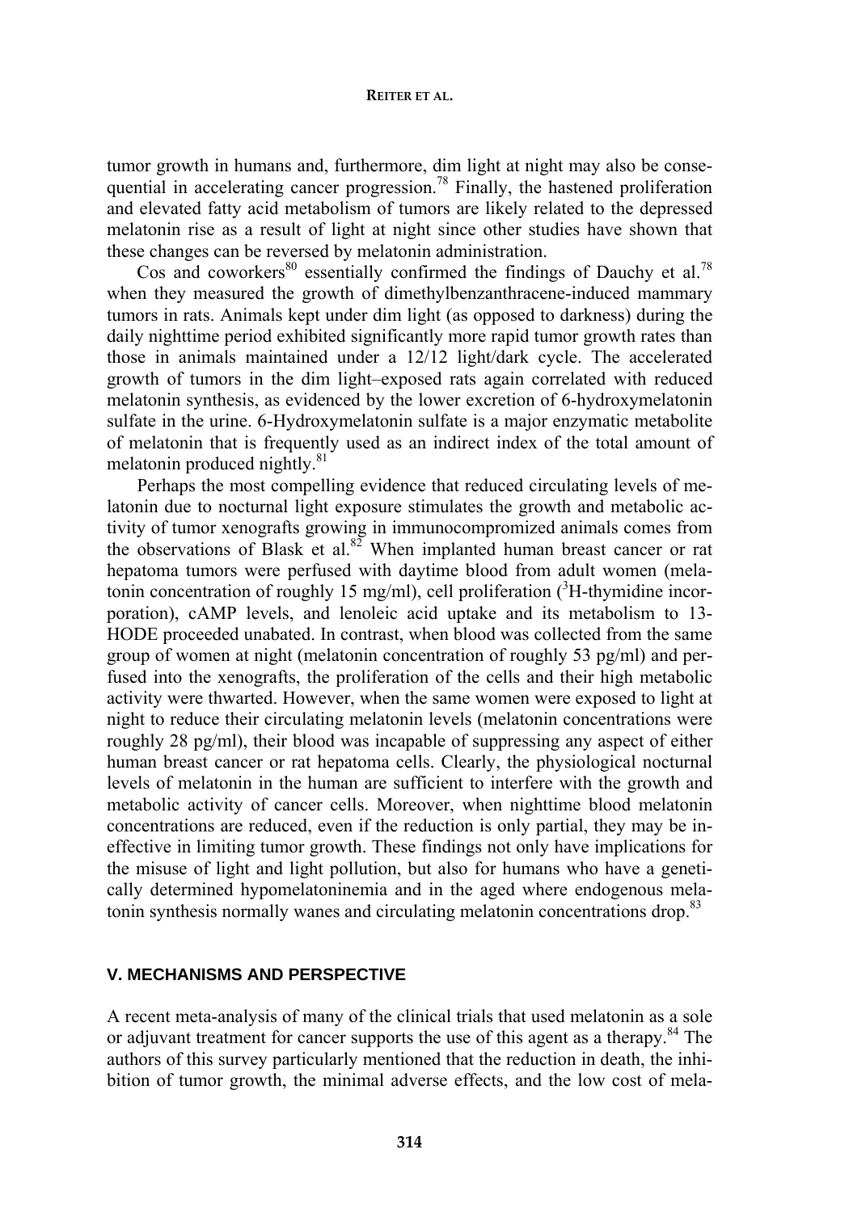tumor growth in humans and, furthermore, dim light at night may also be consequential in accelerating cancer progression.[78] Finally, the hastened proliferation and elevated fatty acid metabolism of tumors are likely related to the depressed melatonin rise as a result of light at night since other studies have shown that these changes can be reversed by melatonin administration.

Cos and coworkers[80] essentially confirmed the findings of Dauchy et al.[78] when they measured the growth of dimethylbenzanthracene-induced mammary tumors in rats. Animals kept under dim light (as opposed to darkness) during the daily nighttime period exhibited significantly more rapid tumor growth rates than those in animals maintained under a 12/12 light/dark cycle. The accelerated growth of tumors in the dim light–exposed rats again correlated with reduced melatonin synthesis, as evidenced by the lower excretion of 6-hydroxymelatonin sulfate in the urine. 6-Hydroxymelatonin sulfate is a major enzymatic metabolite of melatonin that is frequently used as an indirect index of the total amount of melatonin produced nightly.[81]

Perhaps the most compelling evidence that reduced circulating levels of melatonin due to nocturnal light exposure stimulates the growth and metabolic activity of tumor xenografts growing in immunocompromized animals comes from the observations of Blask et al.[82] When implanted human breast cancer or rat hepatoma tumors were perfused with daytime blood from adult women (melatonin concentration of roughly 15 mg/ml), cell proliferation ($^{3}$H-thymidine incorporation), cAMP levels, and lenoleic acid uptake and its metabolism to 13-HODE proceeded unabated. In contrast, when blood was collected from the same group of women at night (melatonin concentration of roughly 53 pg/ml) and perfused into the xenografts, the proliferation of the cells and their high metabolic activity were thwarted. However, when the same women were exposed to light at night to reduce their circulating melatonin levels (melatonin concentrations were roughly 28 pg/ml), their blood was incapable of suppressing any aspect of either human breast cancer or rat hepatoma cells. Clearly, the physiological nocturnal levels of melatonin in the human are sufficient to interfere with the growth and metabolic activity of cancer cells. Moreover, when nighttime blood melatonin concentrations are reduced, even if the reduction is only partial, they may be ineffective in limiting tumor growth. These findings not only have implications for the misuse of light and light pollution, but also for humans who have a genetically determined hypomelatoninemia and in the aged where endogenous melatonin synthesis normally wanes and circulating melatonin concentrations drop.[83]

## V. MECHANISMS AND PERSPECTIVE

A recent meta-analysis of many of the clinical trials that used melatonin as a sole or adjuvant treatment for cancer supports the use of this agent as a therapy.[84] The authors of this survey particularly mentioned that the reduction in death, the inhibition of tumor growth, the minimal adverse effects, and the low cost of mela-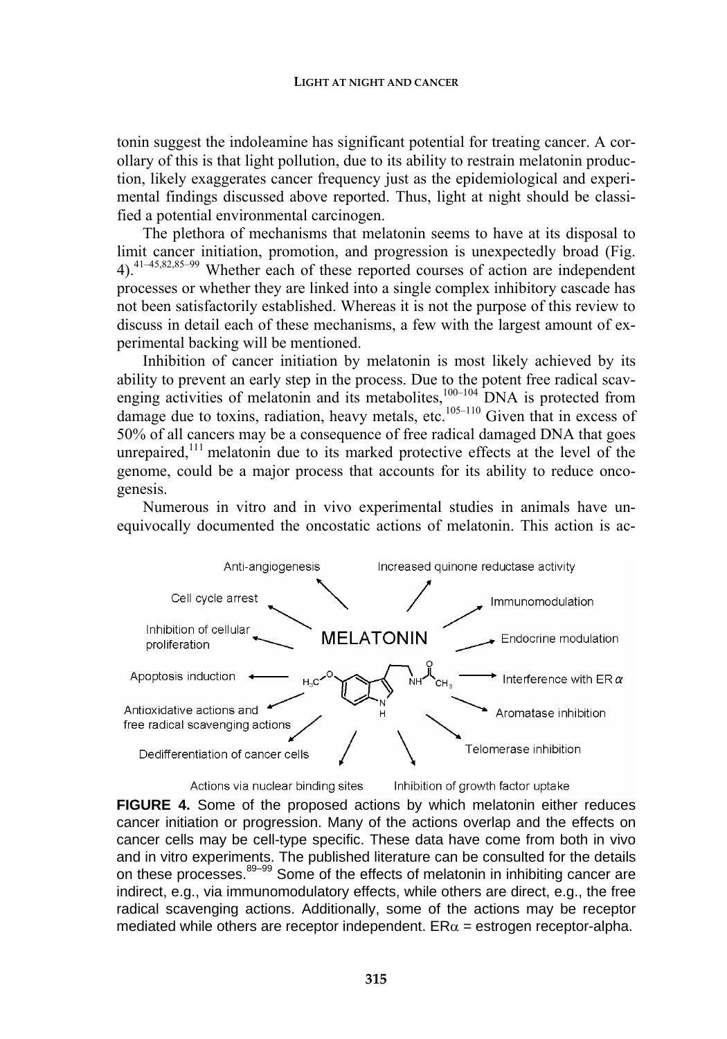tonin suggest the indoleamine has significant potential for treating cancer. A corollary of this is that light pollution, due to its ability to restrain melatonin production, likely exaggerates cancer frequency just as the epidemiological and experimental findings discussed above reported. Thus, light at night should be classified a potential environmental carcinogen.

The plethora of mechanisms that melatonin seems to have at its disposal to limit cancer initiation, promotion, and progression is unexpectedly broad (Fig. 4).[41–45,82,85–99] Whether each of these reported courses of action are independent processes or whether they are linked into a single complex inhibitory cascade has not been satisfactorily established. Whereas it is not the purpose of this review to discuss in detail each of these mechanisms, a few with the largest amount of experimental backing will be mentioned.

Inhibition of cancer initiation by melatonin is most likely achieved by its ability to prevent an early step in the process. Due to the potent free radical scavenging activities of melatonin and its metabolites,[100–104] DNA is protected from damage due to toxins, radiation, heavy metals, etc.[105–110] Given that in excess of 50% of all cancers may be a consequence of free radical damaged DNA that goes unrepaired,[111] melatonin due to its marked protective effects at the level of the genome, could be a major process that accounts for its ability to reduce oncogenesis.

Numerous in vitro and in vivo experimental studies in animals have unequivocally documented the oncostatic actions of melatonin. This action is ac-

MELATONIN: Anti-angiogenesis; Increased quinone reductase activity; Cell cycle arrest; Immunomodulation; Inhibition of cellular proliferation; Endocrine modulation; Apoptosis induction; Interference with ER $\alpha$; Antioxidative actions and free radical scavenging actions; Aromatase inhibition; Dedifferentiation of cancer cells; Telomerase inhibition; Actions via nuclear binding sites; Inhibition of growth factor uptake

**FIGURE 4.** Some of the proposed actions by which melatonin either reduces cancer initiation or progression. Many of the actions overlap and the effects on cancer cells may be cell-type specific. These data have come from both in vivo and in vitro experiments. The published literature can be consulted for the details on these processes.[89–99] Some of the effects of melatonin in inhibiting cancer are indirect, e.g., via immunomodulatory effects, while others are direct, e.g., the free radical scavenging actions. Additionally, some of the actions may be receptor mediated while others are receptor independent. ER$\alpha$ = estrogen receptor-alpha.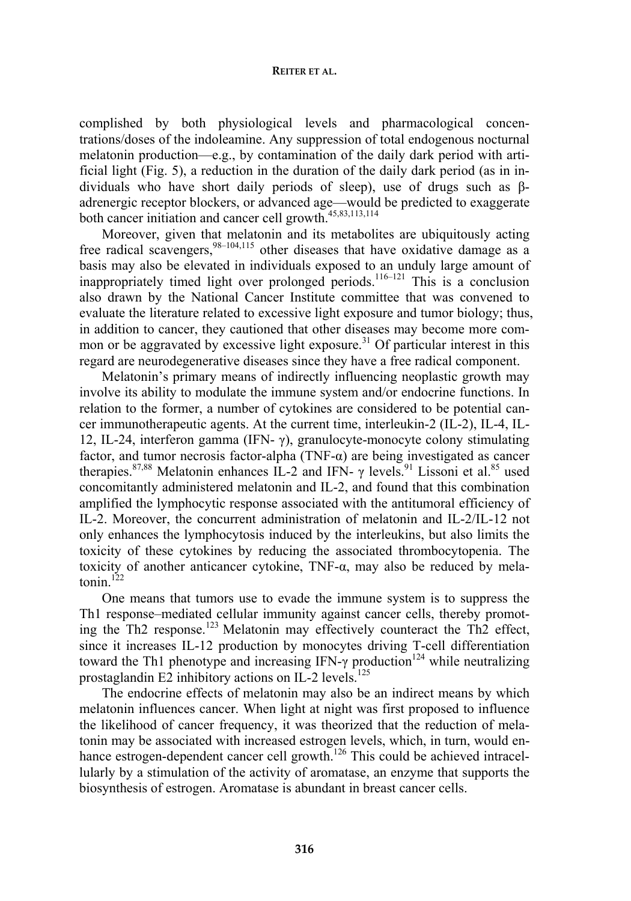complished by both physiological levels and pharmacological concentrations/doses of the indoleamine. Any suppression of total endogenous nocturnal melatonin production—e.g., by contamination of the daily dark period with artificial light (Fig. 5), a reduction in the duration of the daily dark period (as in individuals who have short daily periods of sleep), use of drugs such as β-adrenergic receptor blockers, or advanced age—would be predicted to exaggerate both cancer initiation and cancer cell growth.[45,83,113,114]

Moreover, given that melatonin and its metabolites are ubiquitously acting free radical scavengers,[98–104,115] other diseases that have oxidative damage as a basis may also be elevated in individuals exposed to an unduly large amount of inappropriately timed light over prolonged periods.[116–121] This is a conclusion also drawn by the National Cancer Institute committee that was convened to evaluate the literature related to excessive light exposure and tumor biology; thus, in addition to cancer, they cautioned that other diseases may become more common or be aggravated by excessive light exposure.[31] Of particular interest in this regard are neurodegenerative diseases since they have a free radical component.

Melatonin's primary means of indirectly influencing neoplastic growth may involve its ability to modulate the immune system and/or endocrine functions. In relation to the former, a number of cytokines are considered to be potential cancer immunotherapeutic agents. At the current time, interleukin-2 (IL-2), IL-4, IL-12, IL-24, interferon gamma (IFN- γ), granulocyte-monocyte colony stimulating factor, and tumor necrosis factor-alpha (TNF-α) are being investigated as cancer therapies.[87,88] Melatonin enhances IL-2 and IFN- γ levels.[91] Lissoni et al.[85] used concomitantly administered melatonin and IL-2, and found that this combination amplified the lymphocytic response associated with the antitumoral efficiency of IL-2. Moreover, the concurrent administration of melatonin and IL-2/IL-12 not only enhances the lymphocytosis induced by the interleukins, but also limits the toxicity of these cytokines by reducing the associated thrombocytopenia. The toxicity of another anticancer cytokine, TNF-α, may also be reduced by melatonin.[122]

One means that tumors use to evade the immune system is to suppress the Th1 response–mediated cellular immunity against cancer cells, thereby promoting the Th2 response.[123] Melatonin may effectively counteract the Th2 effect, since it increases IL-12 production by monocytes driving T-cell differentiation toward the Th1 phenotype and increasing IFN-γ production[124] while neutralizing prostaglandin E2 inhibitory actions on IL-2 levels.[125]

The endocrine effects of melatonin may also be an indirect means by which melatonin influences cancer. When light at night was first proposed to influence the likelihood of cancer frequency, it was theorized that the reduction of melatonin may be associated with increased estrogen levels, which, in turn, would enhance estrogen-dependent cancer cell growth.[126] This could be achieved intracellularly by a stimulation of the activity of aromatase, an enzyme that supports the biosynthesis of estrogen. Aromatase is abundant in breast cancer cells.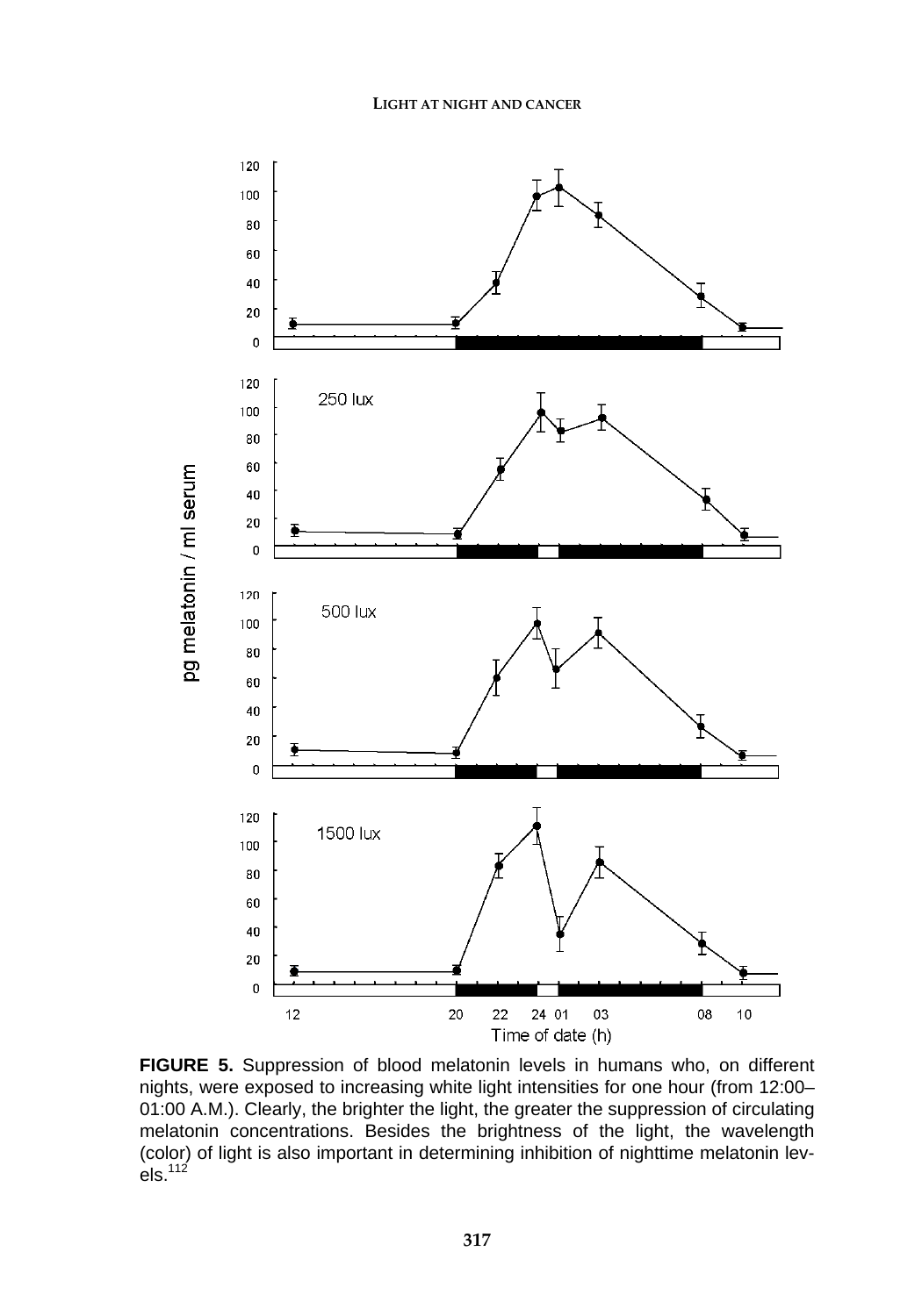**FIGURE 5.** Suppression of blood melatonin levels in humans who, on different nights, were exposed to increasing white light intensities for one hour (from 12:00–01:00 A.M.). Clearly, the brighter the light, the greater the suppression of circulating melatonin concentrations. Besides the brightness of the light, the wavelength (color) of light is also important in determining inhibition of nighttime melatonin levels.[112]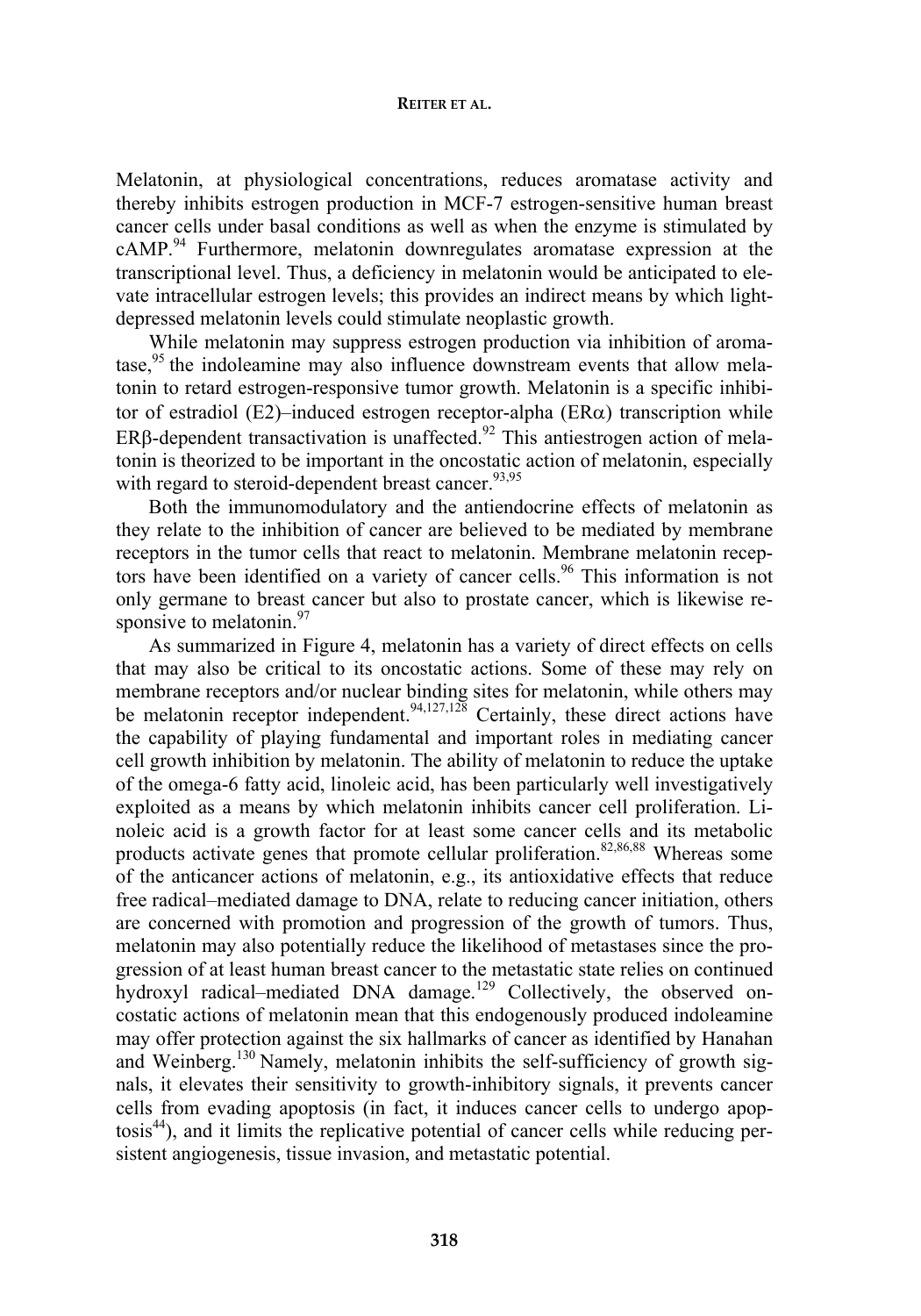Melatonin, at physiological concentrations, reduces aromatase activity and thereby inhibits estrogen production in MCF-7 estrogen-sensitive human breast cancer cells under basal conditions as well as when the enzyme is stimulated by cAMP.[94] Furthermore, melatonin downregulates aromatase expression at the transcriptional level. Thus, a deficiency in melatonin would be anticipated to elevate intracellular estrogen levels; this provides an indirect means by which light-depressed melatonin levels could stimulate neoplastic growth.

While melatonin may suppress estrogen production via inhibition of aromatase,[95] the indoleamine may also influence downstream events that allow melatonin to retard estrogen-responsive tumor growth. Melatonin is a specific inhibitor of estradiol (E2)–induced estrogen receptor-alpha (ER$\alpha$) transcription while ER$\beta$-dependent transactivation is unaffected.[92] This antiestrogen action of melatonin is theorized to be important in the oncostatic action of melatonin, especially with regard to steroid-dependent breast cancer.[93,95]

Both the immunomodulatory and the antiendocrine effects of melatonin as they relate to the inhibition of cancer are believed to be mediated by membrane receptors in the tumor cells that react to melatonin. Membrane melatonin receptors have been identified on a variety of cancer cells.[96] This information is not only germane to breast cancer but also to prostate cancer, which is likewise responsive to melatonin.[97]

As summarized in Figure 4, melatonin has a variety of direct effects on cells that may also be critical to its oncostatic actions. Some of these may rely on membrane receptors and/or nuclear binding sites for melatonin, while others may be melatonin receptor independent.[94,127,128] Certainly, these direct actions have the capability of playing fundamental and important roles in mediating cancer cell growth inhibition by melatonin. The ability of melatonin to reduce the uptake of the omega-6 fatty acid, linoleic acid, has been particularly well investigatively exploited as a means by which melatonin inhibits cancer cell proliferation. Linoleic acid is a growth factor for at least some cancer cells and its metabolic products activate genes that promote cellular proliferation.[82,86,88] Whereas some of the anticancer actions of melatonin, e.g., its antioxidative effects that reduce free radical–mediated damage to DNA, relate to reducing cancer initiation, others are concerned with promotion and progression of the growth of tumors. Thus, melatonin may also potentially reduce the likelihood of metastases since the progression of at least human breast cancer to the metastatic state relies on continued hydroxyl radical–mediated DNA damage.[129] Collectively, the observed oncostatic actions of melatonin mean that this endogenously produced indoleamine may offer protection against the six hallmarks of cancer as identified by Hanahan and Weinberg.[130] Namely, melatonin inhibits the self-sufficiency of growth signals, it elevates their sensitivity to growth-inhibitory signals, it prevents cancer cells from evading apoptosis (in fact, it induces cancer cells to undergo apoptosis[44]), and it limits the replicative potential of cancer cells while reducing persistent angiogenesis, tissue invasion, and metastatic potential.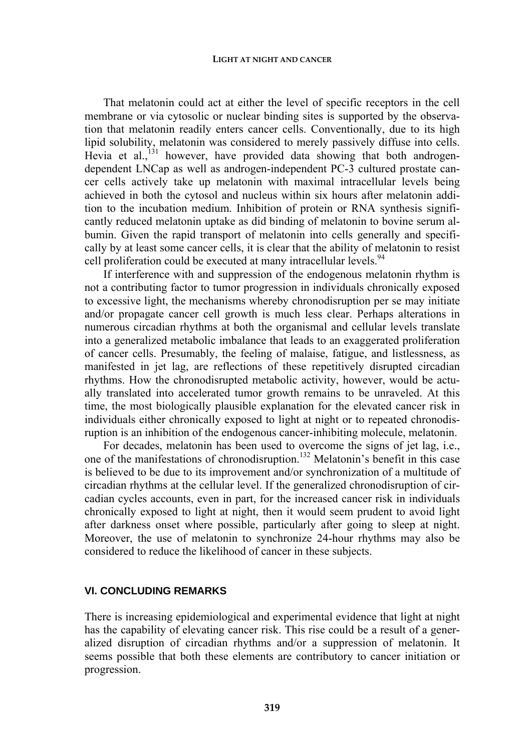That melatonin could act at either the level of specific receptors in the cell membrane or via cytosolic or nuclear binding sites is supported by the observation that melatonin readily enters cancer cells. Conventionally, due to its high lipid solubility, melatonin was considered to merely passively diffuse into cells. Hevia et al.,[131] however, have provided data showing that both androgen-dependent LNCap as well as androgen-independent PC-3 cultured prostate cancer cells actively take up melatonin with maximal intracellular levels being achieved in both the cytosol and nucleus within six hours after melatonin addition to the incubation medium. Inhibition of protein or RNA synthesis significantly reduced melatonin uptake as did binding of melatonin to bovine serum albumin. Given the rapid transport of melatonin into cells generally and specifically by at least some cancer cells, it is clear that the ability of melatonin to resist cell proliferation could be executed at many intracellular levels.[94]

If interference with and suppression of the endogenous melatonin rhythm is not a contributing factor to tumor progression in individuals chronically exposed to excessive light, the mechanisms whereby chronodisruption per se may initiate and/or propagate cancer cell growth is much less clear. Perhaps alterations in numerous circadian rhythms at both the organismal and cellular levels translate into a generalized metabolic imbalance that leads to an exaggerated proliferation of cancer cells. Presumably, the feeling of malaise, fatigue, and listlessness, as manifested in jet lag, are reflections of these repetitively disrupted circadian rhythms. How the chronodisrupted metabolic activity, however, would be actually translated into accelerated tumor growth remains to be unraveled. At this time, the most biologically plausible explanation for the elevated cancer risk in individuals either chronically exposed to light at night or to repeated chronodisruption is an inhibition of the endogenous cancer-inhibiting molecule, melatonin.

For decades, melatonin has been used to overcome the signs of jet lag, i.e., one of the manifestations of chronodisruption.[132] Melatonin's benefit in this case is believed to be due to its improvement and/or synchronization of a multitude of circadian rhythms at the cellular level. If the generalized chronodisruption of circadian cycles accounts, even in part, for the increased cancer risk in individuals chronically exposed to light at night, then it would seem prudent to avoid light after darkness onset where possible, particularly after going to sleep at night. Moreover, the use of melatonin to synchronize 24-hour rhythms may also be considered to reduce the likelihood of cancer in these subjects.

## VI. CONCLUDING REMARKS

There is increasing epidemiological and experimental evidence that light at night has the capability of elevating cancer risk. This rise could be a result of a generalized disruption of circadian rhythms and/or a suppression of melatonin. It seems possible that both these elements are contributory to cancer initiation or progression.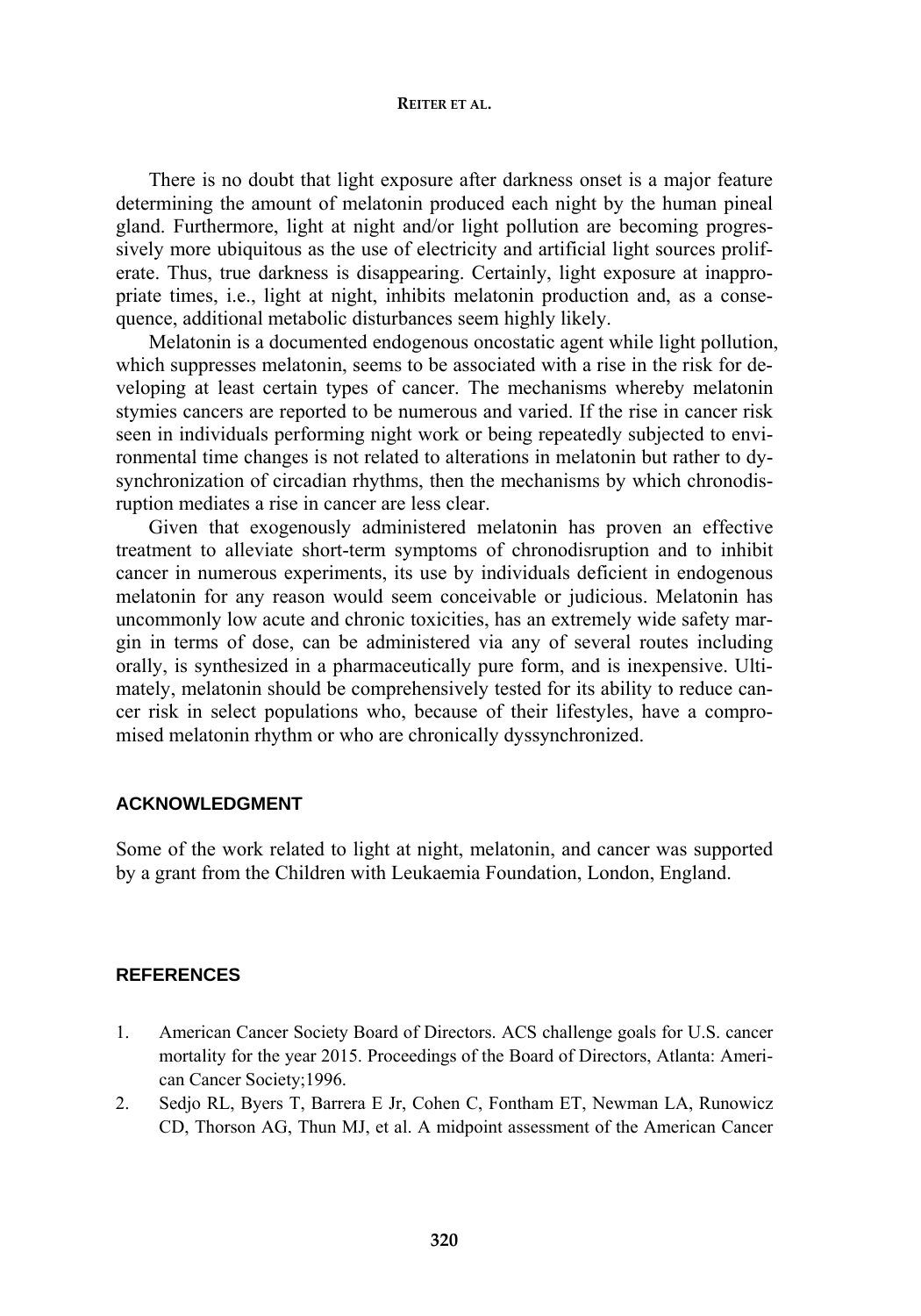There is no doubt that light exposure after darkness onset is a major feature determining the amount of melatonin produced each night by the human pineal gland. Furthermore, light at night and/or light pollution are becoming progressively more ubiquitous as the use of electricity and artificial light sources proliferate. Thus, true darkness is disappearing. Certainly, light exposure at inappropriate times, i.e., light at night, inhibits melatonin production and, as a consequence, additional metabolic disturbances seem highly likely.

Melatonin is a documented endogenous oncostatic agent while light pollution, which suppresses melatonin, seems to be associated with a rise in the risk for developing at least certain types of cancer. The mechanisms whereby melatonin stymies cancers are reported to be numerous and varied. If the rise in cancer risk seen in individuals performing night work or being repeatedly subjected to environmental time changes is not related to alterations in melatonin but rather to dysynchronization of circadian rhythms, then the mechanisms by which chronodisruption mediates a rise in cancer are less clear.

Given that exogenously administered melatonin has proven an effective treatment to alleviate short-term symptoms of chronodisruption and to inhibit cancer in numerous experiments, its use by individuals deficient in endogenous melatonin for any reason would seem conceivable or judicious. Melatonin has uncommonly low acute and chronic toxicities, has an extremely wide safety margin in terms of dose, can be administered via any of several routes including orally, is synthesized in a pharmaceutically pure form, and is inexpensive. Ultimately, melatonin should be comprehensively tested for its ability to reduce cancer risk in select populations who, because of their lifestyles, have a compromised melatonin rhythm or who are chronically dyssynchronized.

## ACKNOWLEDGMENT

Some of the work related to light at night, melatonin, and cancer was supported by a grant from the Children with Leukaemia Foundation, London, England.

## REFERENCES

1. American Cancer Society Board of Directors. ACS challenge goals for U.S. cancer mortality for the year 2015. Proceedings of the Board of Directors, Atlanta: American Cancer Society;1996.
2. Sedjo RL, Byers T, Barrera E Jr, Cohen C, Fontham ET, Newman LA, Runowicz CD, Thorson AG, Thun MJ, et al. A midpoint assessment of the American Cancer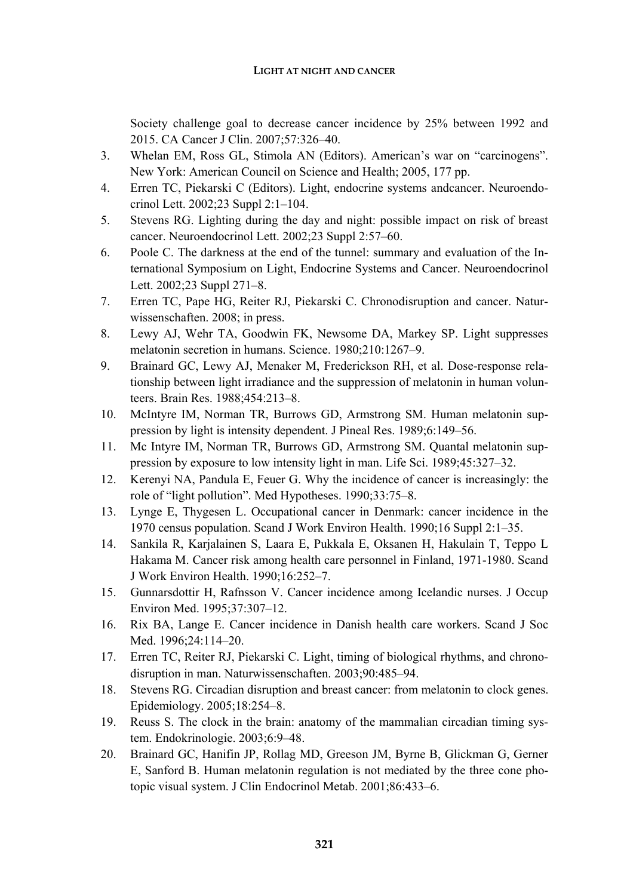Society challenge goal to decrease cancer incidence by 25% between 1992 and 2015. CA Cancer J Clin. 2007;57:326–40.

3. Whelan EM, Ross GL, Stimola AN (Editors). American's war on "carcinogens". New York: American Council on Science and Health; 2005, 177 pp.
4. Erren TC, Piekarski C (Editors). Light, endocrine systems andcancer. Neuroendocrinol Lett. 2002;23 Suppl 2:1–104.
5. Stevens RG. Lighting during the day and night: possible impact on risk of breast cancer. Neuroendocrinol Lett. 2002;23 Suppl 2:57–60.
6. Poole C. The darkness at the end of the tunnel: summary and evaluation of the International Symposium on Light, Endocrine Systems and Cancer. Neuroendocrinol Lett. 2002;23 Suppl 271–8.
7. Erren TC, Pape HG, Reiter RJ, Piekarski C. Chronodisruption and cancer. Naturwissenschaften. 2008; in press.
8. Lewy AJ, Wehr TA, Goodwin FK, Newsome DA, Markey SP. Light suppresses melatonin secretion in humans. Science. 1980;210:1267–9.
9. Brainard GC, Lewy AJ, Menaker M, Frederickson RH, et al. Dose-response relationship between light irradiance and the suppression of melatonin in human volunteers. Brain Res. 1988;454:213–8.
10. McIntyre IM, Norman TR, Burrows GD, Armstrong SM. Human melatonin suppression by light is intensity dependent. J Pineal Res. 1989;6:149–56.
11. Mc Intyre IM, Norman TR, Burrows GD, Armstrong SM. Quantal melatonin suppression by exposure to low intensity light in man. Life Sci. 1989;45:327–32.
12. Kerenyi NA, Pandula E, Feuer G. Why the incidence of cancer is increasingly: the role of "light pollution". Med Hypotheses. 1990;33:75–8.
13. Lynge E, Thygesen L. Occupational cancer in Denmark: cancer incidence in the 1970 census population. Scand J Work Environ Health. 1990;16 Suppl 2:1–35.
14. Sankila R, Karjalainen S, Laara E, Pukkala E, Oksanen H, Hakulain T, Teppo L Hakama M. Cancer risk among health care personnel in Finland, 1971-1980. Scand J Work Environ Health. 1990;16:252–7.
15. Gunnarsdottir H, Rafnsson V. Cancer incidence among Icelandic nurses. J Occup Environ Med. 1995;37:307–12.
16. Rix BA, Lange E. Cancer incidence in Danish health care workers. Scand J Soc Med. 1996;24:114–20.
17. Erren TC, Reiter RJ, Piekarski C. Light, timing of biological rhythms, and chronodisruption in man. Naturwissenschaften. 2003;90:485–94.
18. Stevens RG. Circadian disruption and breast cancer: from melatonin to clock genes. Epidemiology. 2005;18:254–8.
19. Reuss S. The clock in the brain: anatomy of the mammalian circadian timing system. Endokrinologie. 2003;6:9–48.
20. Brainard GC, Hanifin JP, Rollag MD, Greeson JM, Byrne B, Glickman G, Gerner E, Sanford B. Human melatonin regulation is not mediated by the three cone photopic visual system. J Clin Endocrinol Metab. 2001;86:433–6.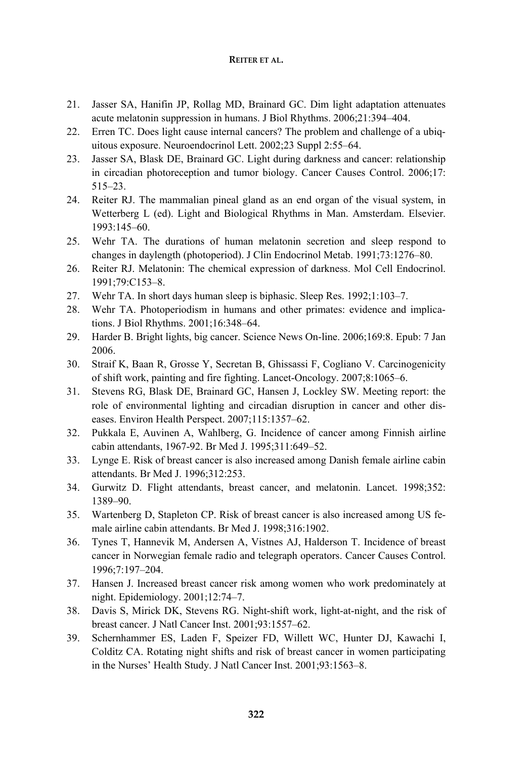21. Jasser SA, Hanifin JP, Rollag MD, Brainard GC. Dim light adaptation attenuates acute melatonin suppression in humans. J Biol Rhythms. 2006;21:394–404.
22. Erren TC. Does light cause internal cancers? The problem and challenge of a ubiquitous exposure. Neuroendocrinol Lett. 2002;23 Suppl 2:55–64.
23. Jasser SA, Blask DE, Brainard GC. Light during darkness and cancer: relationship in circadian photoreception and tumor biology. Cancer Causes Control. 2006;17: 515–23.
24. Reiter RJ. The mammalian pineal gland as an end organ of the visual system, in Wetterberg L (ed). Light and Biological Rhythms in Man. Amsterdam. Elsevier. 1993:145–60.
25. Wehr TA. The durations of human melatonin secretion and sleep respond to changes in daylength (photoperiod). J Clin Endocrinol Metab. 1991;73:1276–80.
26. Reiter RJ. Melatonin: The chemical expression of darkness. Mol Cell Endocrinol. 1991;79:C153–8.
27. Wehr TA. In short days human sleep is biphasic. Sleep Res. 1992;1:103–7.
28. Wehr TA. Photoperiodism in humans and other primates: evidence and implications. J Biol Rhythms. 2001;16:348–64.
29. Harder B. Bright lights, big cancer. Science News On-line. 2006;169:8. Epub: 7 Jan 2006.
30. Straif K, Baan R, Grosse Y, Secretan B, Ghissassi F, Cogliano V. Carcinogenicity of shift work, painting and fire fighting. Lancet-Oncology. 2007;8:1065–6.
31. Stevens RG, Blask DE, Brainard GC, Hansen J, Lockley SW. Meeting report: the role of environmental lighting and circadian disruption in cancer and other diseases. Environ Health Perspect. 2007;115:1357–62.
32. Pukkala E, Auvinen A, Wahlberg, G. Incidence of cancer among Finnish airline cabin attendants, 1967-92. Br Med J. 1995;311:649–52.
33. Lynge E. Risk of breast cancer is also increased among Danish female airline cabin attendants. Br Med J. 1996;312:253.
34. Gurwitz D. Flight attendants, breast cancer, and melatonin. Lancet. 1998;352: 1389–90.
35. Wartenberg D, Stapleton CP. Risk of breast cancer is also increased among US female airline cabin attendants. Br Med J. 1998;316:1902.
36. Tynes T, Hannevik M, Andersen A, Vistnes AJ, Halderson T. Incidence of breast cancer in Norwegian female radio and telegraph operators. Cancer Causes Control. 1996;7:197–204.
37. Hansen J. Increased breast cancer risk among women who work predominately at night. Epidemiology. 2001;12:74–7.
38. Davis S, Mirick DK, Stevens RG. Night-shift work, light-at-night, and the risk of breast cancer. J Natl Cancer Inst. 2001;93:1557–62.
39. Schernhammer ES, Laden F, Speizer FD, Willett WC, Hunter DJ, Kawachi I, Colditz CA. Rotating night shifts and risk of breast cancer in women participating in the Nurses' Health Study. J Natl Cancer Inst. 2001;93:1563–8.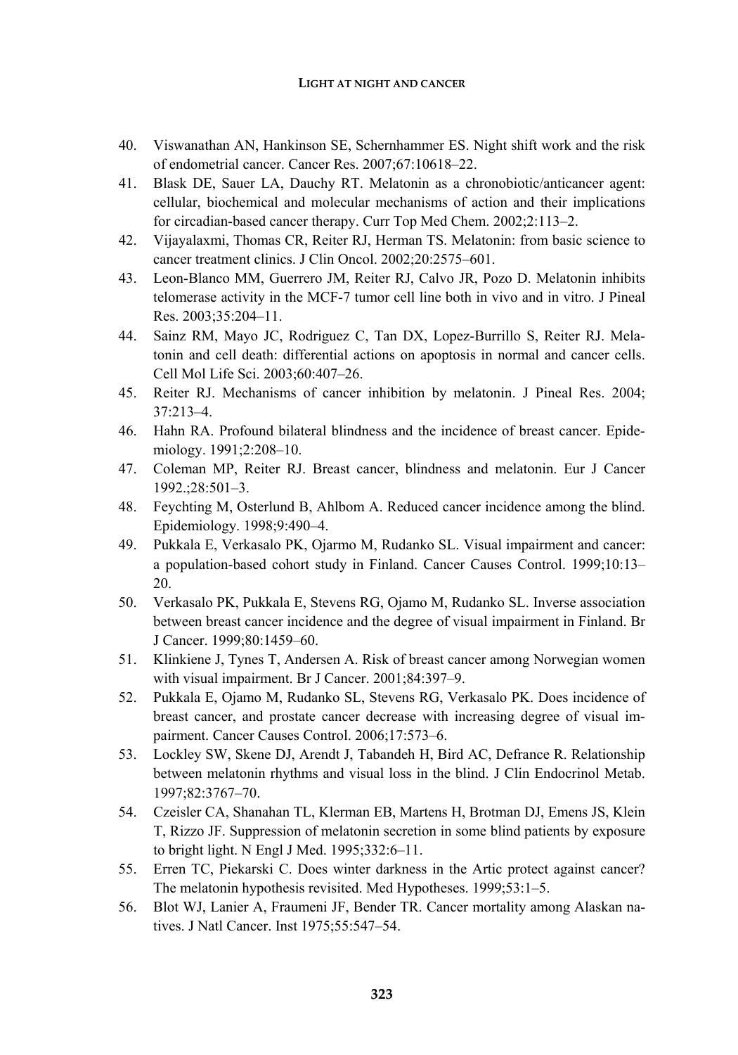40. Viswanathan AN, Hankinson SE, Schernhammer ES. Night shift work and the risk of endometrial cancer. Cancer Res. 2007;67:10618–22.
41. Blask DE, Sauer LA, Dauchy RT. Melatonin as a chronobiotic/anticancer agent: cellular, biochemical and molecular mechanisms of action and their implications for circadian-based cancer therapy. Curr Top Med Chem. 2002;2:113–2.
42. Vijayalaxmi, Thomas CR, Reiter RJ, Herman TS. Melatonin: from basic science to cancer treatment clinics. J Clin Oncol. 2002;20:2575–601.
43. Leon-Blanco MM, Guerrero JM, Reiter RJ, Calvo JR, Pozo D. Melatonin inhibits telomerase activity in the MCF-7 tumor cell line both in vivo and in vitro. J Pineal Res. 2003;35:204–11.
44. Sainz RM, Mayo JC, Rodriguez C, Tan DX, Lopez-Burrillo S, Reiter RJ. Melatonin and cell death: differential actions on apoptosis in normal and cancer cells. Cell Mol Life Sci. 2003;60:407–26.
45. Reiter RJ. Mechanisms of cancer inhibition by melatonin. J Pineal Res. 2004; 37:213–4.
46. Hahn RA. Profound bilateral blindness and the incidence of breast cancer. Epidemiology. 1991;2:208–10.
47. Coleman MP, Reiter RJ. Breast cancer, blindness and melatonin. Eur J Cancer 1992.;28:501–3.
48. Feychting M, Osterlund B, Ahlbom A. Reduced cancer incidence among the blind. Epidemiology. 1998;9:490–4.
49. Pukkala E, Verkasalo PK, Ojarmo M, Rudanko SL. Visual impairment and cancer: a population-based cohort study in Finland. Cancer Causes Control. 1999;10:13–20.
50. Verkasalo PK, Pukkala E, Stevens RG, Ojamo M, Rudanko SL. Inverse association between breast cancer incidence and the degree of visual impairment in Finland. Br J Cancer. 1999;80:1459–60.
51. Klinkiene J, Tynes T, Andersen A. Risk of breast cancer among Norwegian women with visual impairment. Br J Cancer. 2001;84:397–9.
52. Pukkala E, Ojamo M, Rudanko SL, Stevens RG, Verkasalo PK. Does incidence of breast cancer, and prostate cancer decrease with increasing degree of visual impairment. Cancer Causes Control. 2006;17:573–6.
53. Lockley SW, Skene DJ, Arendt J, Tabandeh H, Bird AC, Defrance R. Relationship between melatonin rhythms and visual loss in the blind. J Clin Endocrinol Metab. 1997;82:3767–70.
54. Czeisler CA, Shanahan TL, Klerman EB, Martens H, Brotman DJ, Emens JS, Klein T, Rizzo JF. Suppression of melatonin secretion in some blind patients by exposure to bright light. N Engl J Med. 1995;332:6–11.
55. Erren TC, Piekarski C. Does winter darkness in the Artic protect against cancer? The melatonin hypothesis revisited. Med Hypotheses. 1999;53:1–5.
56. Blot WJ, Lanier A, Fraumeni JF, Bender TR. Cancer mortality among Alaskan natives. J Natl Cancer. Inst 1975;55:547–54.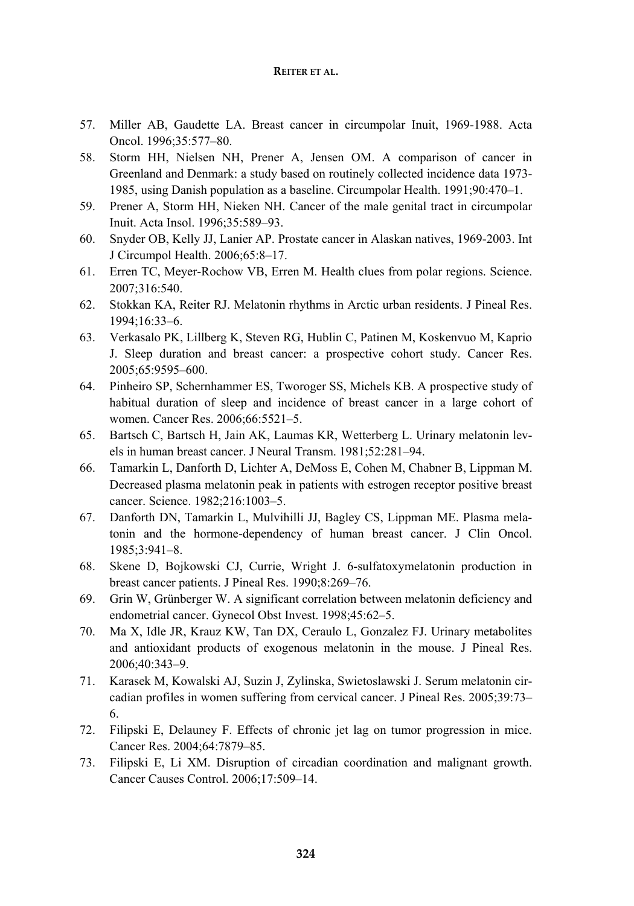57. Miller AB, Gaudette LA. Breast cancer in circumpolar Inuit, 1969-1988. Acta Oncol. 1996;35:577–80.
58. Storm HH, Nielsen NH, Prener A, Jensen OM. A comparison of cancer in Greenland and Denmark: a study based on routinely collected incidence data 1973-1985, using Danish population as a baseline. Circumpolar Health. 1991;90:470–1.
59. Prener A, Storm HH, Nieken NH. Cancer of the male genital tract in circumpolar Inuit. Acta Insol. 1996;35:589–93.
60. Snyder OB, Kelly JJ, Lanier AP. Prostate cancer in Alaskan natives, 1969-2003. Int J Circumpol Health. 2006;65:8–17.
61. Erren TC, Meyer-Rochow VB, Erren M. Health clues from polar regions. Science. 2007;316:540.
62. Stokkan KA, Reiter RJ. Melatonin rhythms in Arctic urban residents. J Pineal Res. 1994;16:33–6.
63. Verkasalo PK, Lillberg K, Steven RG, Hublin C, Patinen M, Koskenvuo M, Kaprio J. Sleep duration and breast cancer: a prospective cohort study. Cancer Res. 2005;65:9595–600.
64. Pinheiro SP, Schernhammer ES, Tworoger SS, Michels KB. A prospective study of habitual duration of sleep and incidence of breast cancer in a large cohort of women. Cancer Res. 2006;66:5521–5.
65. Bartsch C, Bartsch H, Jain AK, Laumas KR, Wetterberg L. Urinary melatonin levels in human breast cancer. J Neural Transm. 1981;52:281–94.
66. Tamarkin L, Danforth D, Lichter A, DeMoss E, Cohen M, Chabner B, Lippman M. Decreased plasma melatonin peak in patients with estrogen receptor positive breast cancer. Science. 1982;216:1003–5.
67. Danforth DN, Tamarkin L, Mulvihilli JJ, Bagley CS, Lippman ME. Plasma melatonin and the hormone-dependency of human breast cancer. J Clin Oncol. 1985;3:941–8.
68. Skene D, Bojkowski CJ, Currie, Wright J. 6-sulfatoxymelatonin production in breast cancer patients. J Pineal Res. 1990;8:269–76.
69. Grin W, Grünberger W. A significant correlation between melatonin deficiency and endometrial cancer. Gynecol Obst Invest. 1998;45:62–5.
70. Ma X, Idle JR, Krauz KW, Tan DX, Ceraulo L, Gonzalez FJ. Urinary metabolites and antioxidant products of exogenous melatonin in the mouse. J Pineal Res. 2006;40:343–9.
71. Karasek M, Kowalski AJ, Suzin J, Zylinska, Swietoslawski J. Serum melatonin circadian profiles in women suffering from cervical cancer. J Pineal Res. 2005;39:73–6.
72. Filipski E, Delauney F. Effects of chronic jet lag on tumor progression in mice. Cancer Res. 2004;64:7879–85.
73. Filipski E, Li XM. Disruption of circadian coordination and malignant growth. Cancer Causes Control. 2006;17:509–14.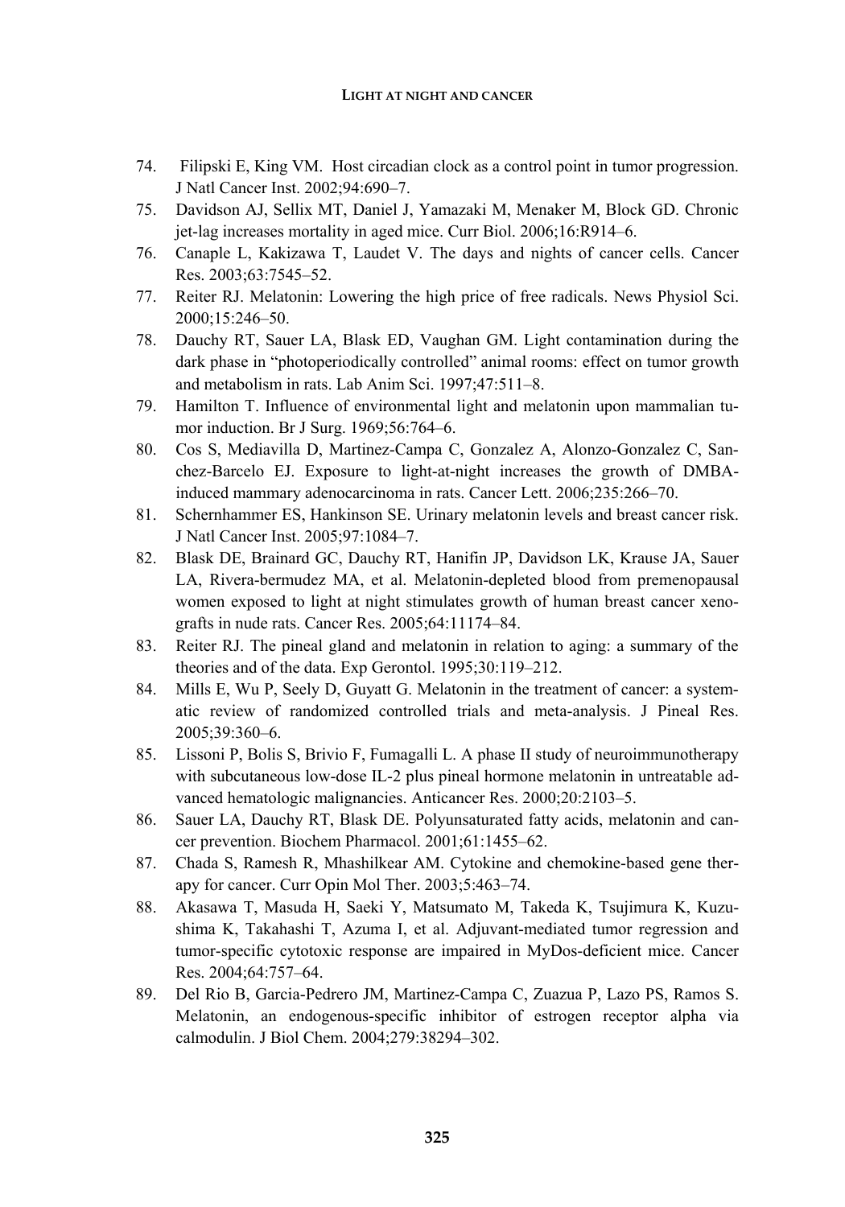74. Filipski E, King VM. Host circadian clock as a control point in tumor progression. J Natl Cancer Inst. 2002;94:690–7.
75. Davidson AJ, Sellix MT, Daniel J, Yamazaki M, Menaker M, Block GD. Chronic jet-lag increases mortality in aged mice. Curr Biol. 2006;16:R914–6.
76. Canaple L, Kakizawa T, Laudet V. The days and nights of cancer cells. Cancer Res. 2003;63:7545–52.
77. Reiter RJ. Melatonin: Lowering the high price of free radicals. News Physiol Sci. 2000;15:246–50.
78. Dauchy RT, Sauer LA, Blask ED, Vaughan GM. Light contamination during the dark phase in "photoperiodically controlled" animal rooms: effect on tumor growth and metabolism in rats. Lab Anim Sci. 1997;47:511–8.
79. Hamilton T. Influence of environmental light and melatonin upon mammalian tumor induction. Br J Surg. 1969;56:764–6.
80. Cos S, Mediavilla D, Martinez-Campa C, Gonzalez A, Alonzo-Gonzalez C, Sanchez-Barcelo EJ. Exposure to light-at-night increases the growth of DMBA-induced mammary adenocarcinoma in rats. Cancer Lett. 2006;235:266–70.
81. Schernhammer ES, Hankinson SE. Urinary melatonin levels and breast cancer risk. J Natl Cancer Inst. 2005;97:1084–7.
82. Blask DE, Brainard GC, Dauchy RT, Hanifin JP, Davidson LK, Krause JA, Sauer LA, Rivera-bermudez MA, et al. Melatonin-depleted blood from premenopausal women exposed to light at night stimulates growth of human breast cancer xenografts in nude rats. Cancer Res. 2005;64:11174–84.
83. Reiter RJ. The pineal gland and melatonin in relation to aging: a summary of the theories and of the data. Exp Gerontol. 1995;30:119–212.
84. Mills E, Wu P, Seely D, Guyatt G. Melatonin in the treatment of cancer: a systematic review of randomized controlled trials and meta-analysis. J Pineal Res. 2005;39:360–6.
85. Lissoni P, Bolis S, Brivio F, Fumagalli L. A phase II study of neuroimmunotherapy with subcutaneous low-dose IL-2 plus pineal hormone melatonin in untreatable advanced hematologic malignancies. Anticancer Res. 2000;20:2103–5.
86. Sauer LA, Dauchy RT, Blask DE. Polyunsaturated fatty acids, melatonin and cancer prevention. Biochem Pharmacol. 2001;61:1455–62.
87. Chada S, Ramesh R, Mhashilkear AM. Cytokine and chemokine-based gene therapy for cancer. Curr Opin Mol Ther. 2003;5:463–74.
88. Akasawa T, Masuda H, Saeki Y, Matsumato M, Takeda K, Tsujimura K, Kuzushima K, Takahashi T, Azuma I, et al. Adjuvant-mediated tumor regression and tumor-specific cytotoxic response are impaired in MyDos-deficient mice. Cancer Res. 2004;64:757–64.
89. Del Rio B, Garcia-Pedrero JM, Martinez-Campa C, Zuazua P, Lazo PS, Ramos S. Melatonin, an endogenous-specific inhibitor of estrogen receptor alpha via calmodulin. J Biol Chem. 2004;279:38294–302.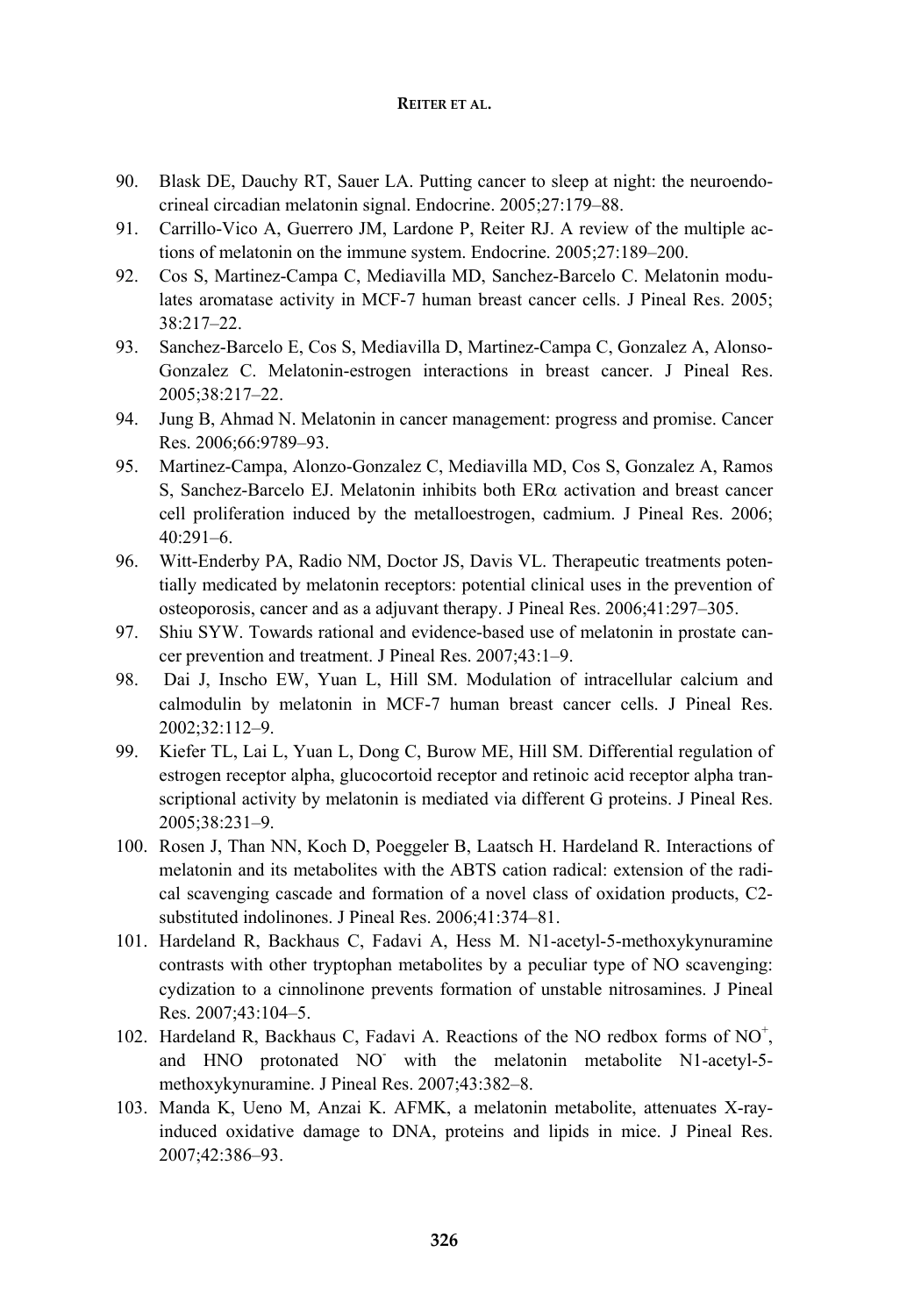90. Blask DE, Dauchy RT, Sauer LA. Putting cancer to sleep at night: the neuroendocrineal circadian melatonin signal. Endocrine. 2005;27:179–88.
91. Carrillo-Vico A, Guerrero JM, Lardone P, Reiter RJ. A review of the multiple actions of melatonin on the immune system. Endocrine. 2005;27:189–200.
92. Cos S, Martinez-Campa C, Mediavilla MD, Sanchez-Barcelo C. Melatonin modulates aromatase activity in MCF-7 human breast cancer cells. J Pineal Res. 2005; 38:217–22.
93. Sanchez-Barcelo E, Cos S, Mediavilla D, Martinez-Campa C, Gonzalez A, Alonso-Gonzalez C. Melatonin-estrogen interactions in breast cancer. J Pineal Res. 2005;38:217–22.
94. Jung B, Ahmad N. Melatonin in cancer management: progress and promise. Cancer Res. 2006;66:9789–93.
95. Martinez-Campa, Alonzo-Gonzalez C, Mediavilla MD, Cos S, Gonzalez A, Ramos S, Sanchez-Barcelo EJ. Melatonin inhibits both ERα activation and breast cancer cell proliferation induced by the metalloestrogen, cadmium. J Pineal Res. 2006; 40:291–6.
96. Witt-Enderby PA, Radio NM, Doctor JS, Davis VL. Therapeutic treatments potentially medicated by melatonin receptors: potential clinical uses in the prevention of osteoporosis, cancer and as a adjuvant therapy. J Pineal Res. 2006;41:297–305.
97. Shiu SYW. Towards rational and evidence-based use of melatonin in prostate cancer prevention and treatment. J Pineal Res. 2007;43:1–9.
98. Dai J, Inscho EW, Yuan L, Hill SM. Modulation of intracellular calcium and calmodulin by melatonin in MCF-7 human breast cancer cells. J Pineal Res. 2002;32:112–9.
99. Kiefer TL, Lai L, Yuan L, Dong C, Burow ME, Hill SM. Differential regulation of estrogen receptor alpha, glucocortoid receptor and retinoic acid receptor alpha transcriptional activity by melatonin is mediated via different G proteins. J Pineal Res. 2005;38:231–9.
100. Rosen J, Than NN, Koch D, Poeggeler B, Laatsch H. Hardeland R. Interactions of melatonin and its metabolites with the ABTS cation radical: extension of the radical scavenging cascade and formation of a novel class of oxidation products, C2-substituted indolinones. J Pineal Res. 2006;41:374–81.
101. Hardeland R, Backhaus C, Fadavi A, Hess M. N1-acetyl-5-methoxykynuramine contrasts with other tryptophan metabolites by a peculiar type of NO scavenging: cydization to a cinnolinone prevents formation of unstable nitrosamines. J Pineal Res. 2007;43:104–5.
102. Hardeland R, Backhaus C, Fadavi A. Reactions of the NO redbox forms of $NO^+$, and HNO protonated $NO^-$ with the melatonin metabolite N1-acetyl-5-methoxykynuramine. J Pineal Res. 2007;43:382–8.
103. Manda K, Ueno M, Anzai K. AFMK, a melatonin metabolite, attenuates X-ray-induced oxidative damage to DNA, proteins and lipids in mice. J Pineal Res. 2007;42:386–93.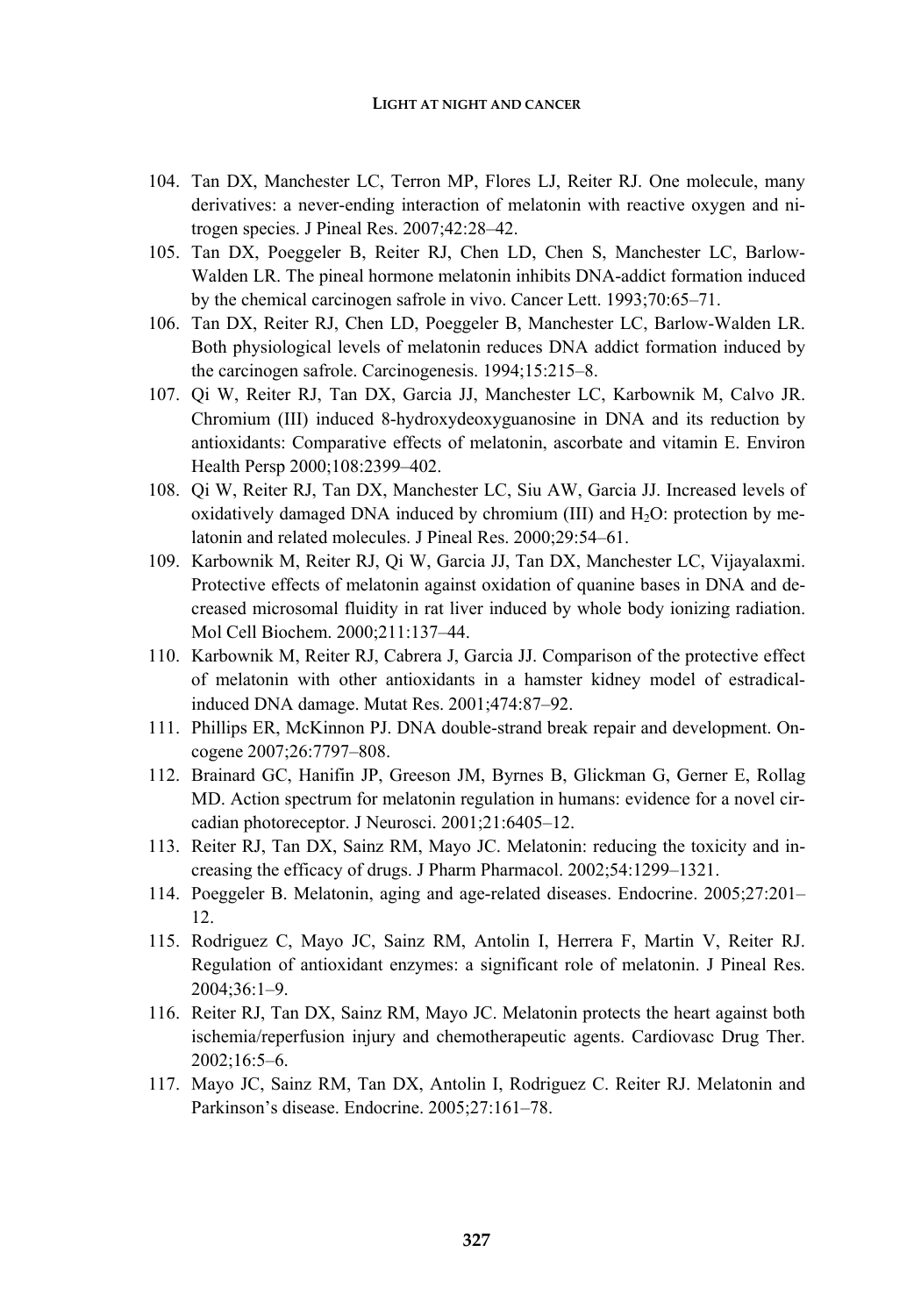104. Tan DX, Manchester LC, Terron MP, Flores LJ, Reiter RJ. One molecule, many derivatives: a never-ending interaction of melatonin with reactive oxygen and nitrogen species. J Pineal Res. 2007;42:28–42.
105. Tan DX, Poeggeler B, Reiter RJ, Chen LD, Chen S, Manchester LC, Barlow-Walden LR. The pineal hormone melatonin inhibits DNA-addict formation induced by the chemical carcinogen safrole in vivo. Cancer Lett. 1993;70:65–71.
106. Tan DX, Reiter RJ, Chen LD, Poeggeler B, Manchester LC, Barlow-Walden LR. Both physiological levels of melatonin reduces DNA addict formation induced by the carcinogen safrole. Carcinogenesis. 1994;15:215–8.
107. Qi W, Reiter RJ, Tan DX, Garcia JJ, Manchester LC, Karbownik M, Calvo JR. Chromium (III) induced 8-hydroxydeoxyguanosine in DNA and its reduction by antioxidants: Comparative effects of melatonin, ascorbate and vitamin E. Environ Health Persp 2000;108:2399–402.
108. Qi W, Reiter RJ, Tan DX, Manchester LC, Siu AW, Garcia JJ. Increased levels of oxidatively damaged DNA induced by chromium (III) and $H_2O$: protection by melatonin and related molecules. J Pineal Res. 2000;29:54–61.
109. Karbownik M, Reiter RJ, Qi W, Garcia JJ, Tan DX, Manchester LC, Vijayalaxmi. Protective effects of melatonin against oxidation of quanine bases in DNA and decreased microsomal fluidity in rat liver induced by whole body ionizing radiation. Mol Cell Biochem. 2000;211:137–44.
110. Karbownik M, Reiter RJ, Cabrera J, Garcia JJ. Comparison of the protective effect of melatonin with other antioxidants in a hamster kidney model of estradical-induced DNA damage. Mutat Res. 2001;474:87–92.
111. Phillips ER, McKinnon PJ. DNA double-strand break repair and development. Oncogene 2007;26:7797–808.
112. Brainard GC, Hanifin JP, Greeson JM, Byrnes B, Glickman G, Gerner E, Rollag MD. Action spectrum for melatonin regulation in humans: evidence for a novel circadian photoreceptor. J Neurosci. 2001;21:6405–12.
113. Reiter RJ, Tan DX, Sainz RM, Mayo JC. Melatonin: reducing the toxicity and increasing the efficacy of drugs. J Pharm Pharmacol. 2002;54:1299–1321.
114. Poeggeler B. Melatonin, aging and age-related diseases. Endocrine. 2005;27:201–12.
115. Rodriguez C, Mayo JC, Sainz RM, Antolin I, Herrera F, Martin V, Reiter RJ. Regulation of antioxidant enzymes: a significant role of melatonin. J Pineal Res. 2004;36:1–9.
116. Reiter RJ, Tan DX, Sainz RM, Mayo JC. Melatonin protects the heart against both ischemia/reperfusion injury and chemotherapeutic agents. Cardiovasc Drug Ther. 2002;16:5–6.
117. Mayo JC, Sainz RM, Tan DX, Antolin I, Rodriguez C. Reiter RJ. Melatonin and Parkinson's disease. Endocrine. 2005;27:161–78.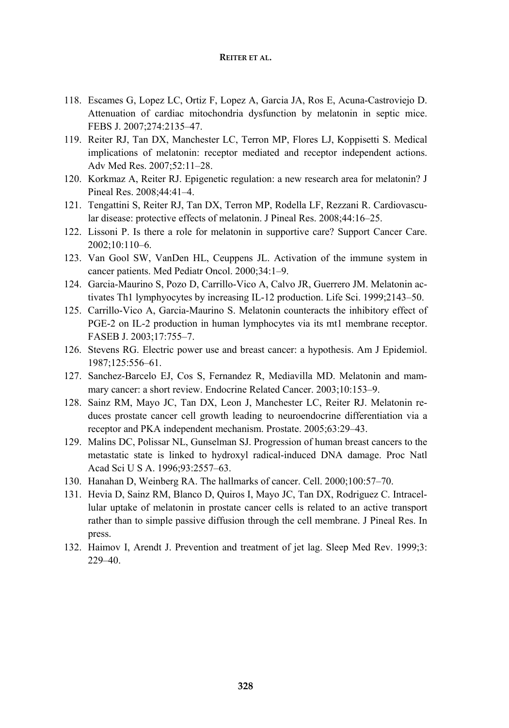118. Escames G, Lopez LC, Ortiz F, Lopez A, Garcia JA, Ros E, Acuna-Castroviejo D. Attenuation of cardiac mitochondria dysfunction by melatonin in septic mice. FEBS J. 2007;274:2135–47.
119. Reiter RJ, Tan DX, Manchester LC, Terron MP, Flores LJ, Koppisetti S. Medical implications of melatonin: receptor mediated and receptor independent actions. Adv Med Res. 2007;52:11–28.
120. Korkmaz A, Reiter RJ. Epigenetic regulation: a new research area for melatonin? J Pineal Res. 2008;44:41–4.
121. Tengattini S, Reiter RJ, Tan DX, Terron MP, Rodella LF, Rezzani R. Cardiovascular disease: protective effects of melatonin. J Pineal Res. 2008;44:16–25.
122. Lissoni P. Is there a role for melatonin in supportive care? Support Cancer Care. 2002;10:110–6.
123. Van Gool SW, VanDen HL, Ceuppens JL. Activation of the immune system in cancer patients. Med Pediatr Oncol. 2000;34:1–9.
124. Garcia-Maurino S, Pozo D, Carrillo-Vico A, Calvo JR, Guerrero JM. Melatonin activates Th1 lymphyocytes by increasing IL-12 production. Life Sci. 1999;2143–50.
125. Carrillo-Vico A, Garcia-Maurino S. Melatonin counteracts the inhibitory effect of PGE-2 on IL-2 production in human lymphocytes via its mt1 membrane receptor. FASEB J. 2003;17:755–7.
126. Stevens RG. Electric power use and breast cancer: a hypothesis. Am J Epidemiol. 1987;125:556–61.
127. Sanchez-Barcelo EJ, Cos S, Fernandez R, Mediavilla MD. Melatonin and mammary cancer: a short review. Endocrine Related Cancer. 2003;10:153–9.
128. Sainz RM, Mayo JC, Tan DX, Leon J, Manchester LC, Reiter RJ. Melatonin reduces prostate cancer cell growth leading to neuroendocrine differentiation via a receptor and PKA independent mechanism. Prostate. 2005;63:29–43.
129. Malins DC, Polissar NL, Gunselman SJ. Progression of human breast cancers to the metastatic state is linked to hydroxyl radical-induced DNA damage. Proc Natl Acad Sci U S A. 1996;93:2557–63.
130. Hanahan D, Weinberg RA. The hallmarks of cancer. Cell. 2000;100:57–70.
131. Hevia D, Sainz RM, Blanco D, Quiros I, Mayo JC, Tan DX, Rodriguez C. Intracellular uptake of melatonin in prostate cancer cells is related to an active transport rather than to simple passive diffusion through the cell membrane. J Pineal Res. In press.
132. Haimov I, Arendt J. Prevention and treatment of jet lag. Sleep Med Rev. 1999;3: 229–40.